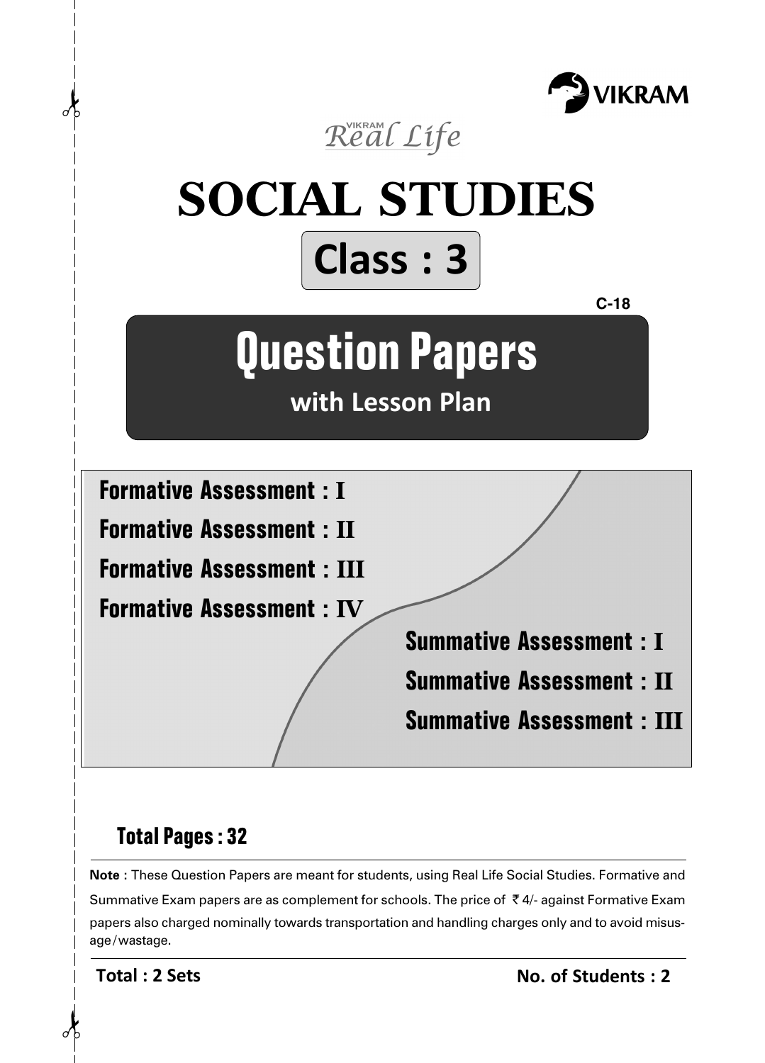VIKRAM

*VIKRAM Real Life*

# SOCIAL STUDIES

## Class : 3

C-18

# Question Papers

**with Lesson Plan**

**Formative Assessment : I**

**Formative Assessment : II**

**Formative Assessment : III**

**Formative Assessment : IV**

**Summative Assessment : I**

**Summative Assessment : II**

**Summative Assessment : III**

**Total Pages : 32**

**Note** : These Question Papers are meant for students, using Real Life Social Studies. Formative and Summative Exam papers are as complement for schools. The price of ₹ 4/- against Formative Exam papers also charged nominally towards transportation and handling charges only and to avoid misusage/wastage.

**Total : 2 Sets** **No. of Students : 2**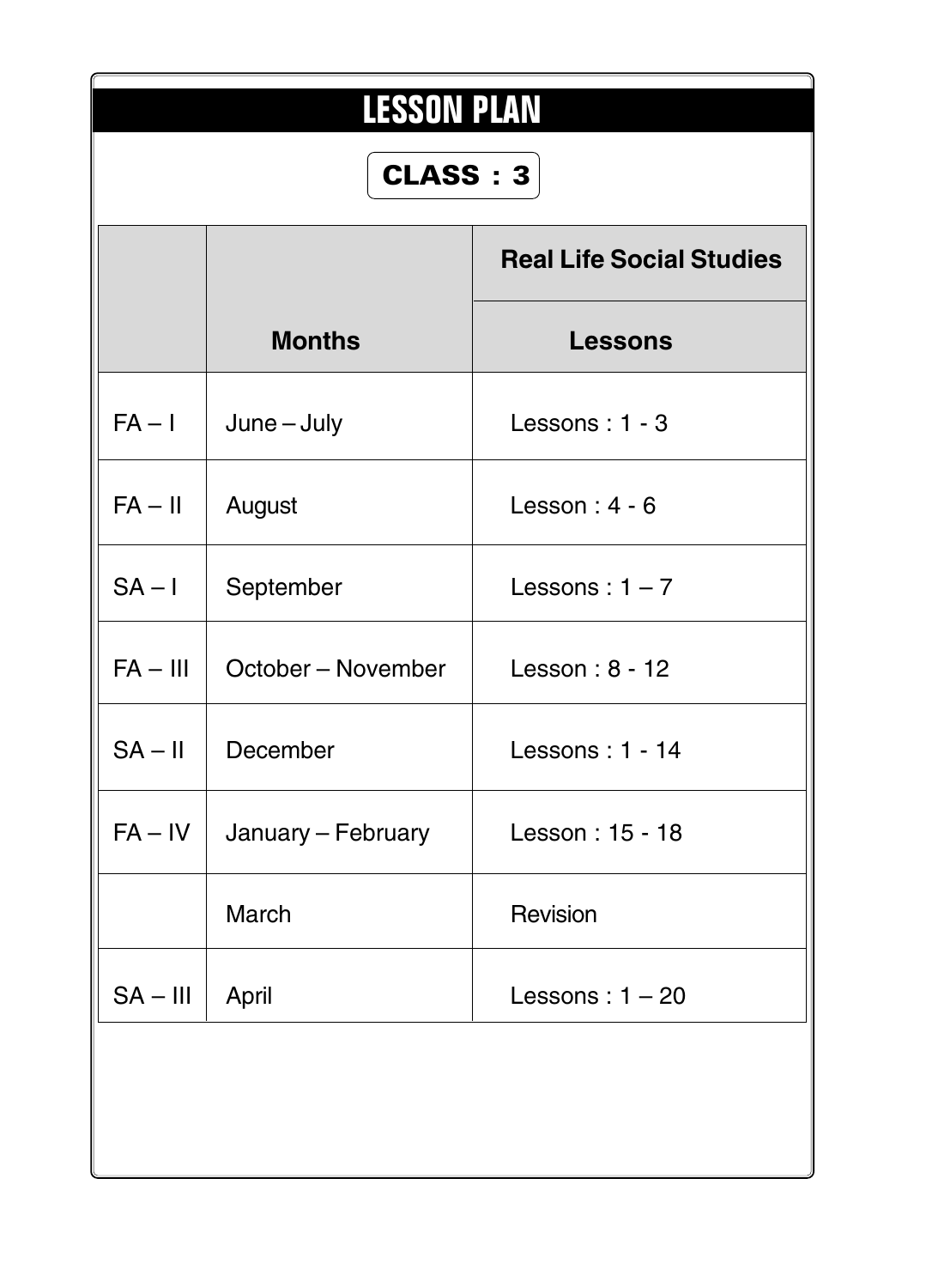# LESSON PLAN

**CLASS : 3**

| | | Real Life Social Studies |
|---|---|---|
| | **Months** | **Lessons** |
| FA – I | June – July | Lessons : 1 - 3 |
| FA – II | August | Lesson : 4 - 6 |
| SA – I | September | Lessons : 1 – 7 |
| FA – III | October – November | Lesson : 8 - 12 |
| SA – II | December | Lessons : 1 - 14 |
| FA – IV | January – February | Lesson : 15 - 18 |
| | March | Revision |
| SA – III | April | Lessons : 1 – 20 |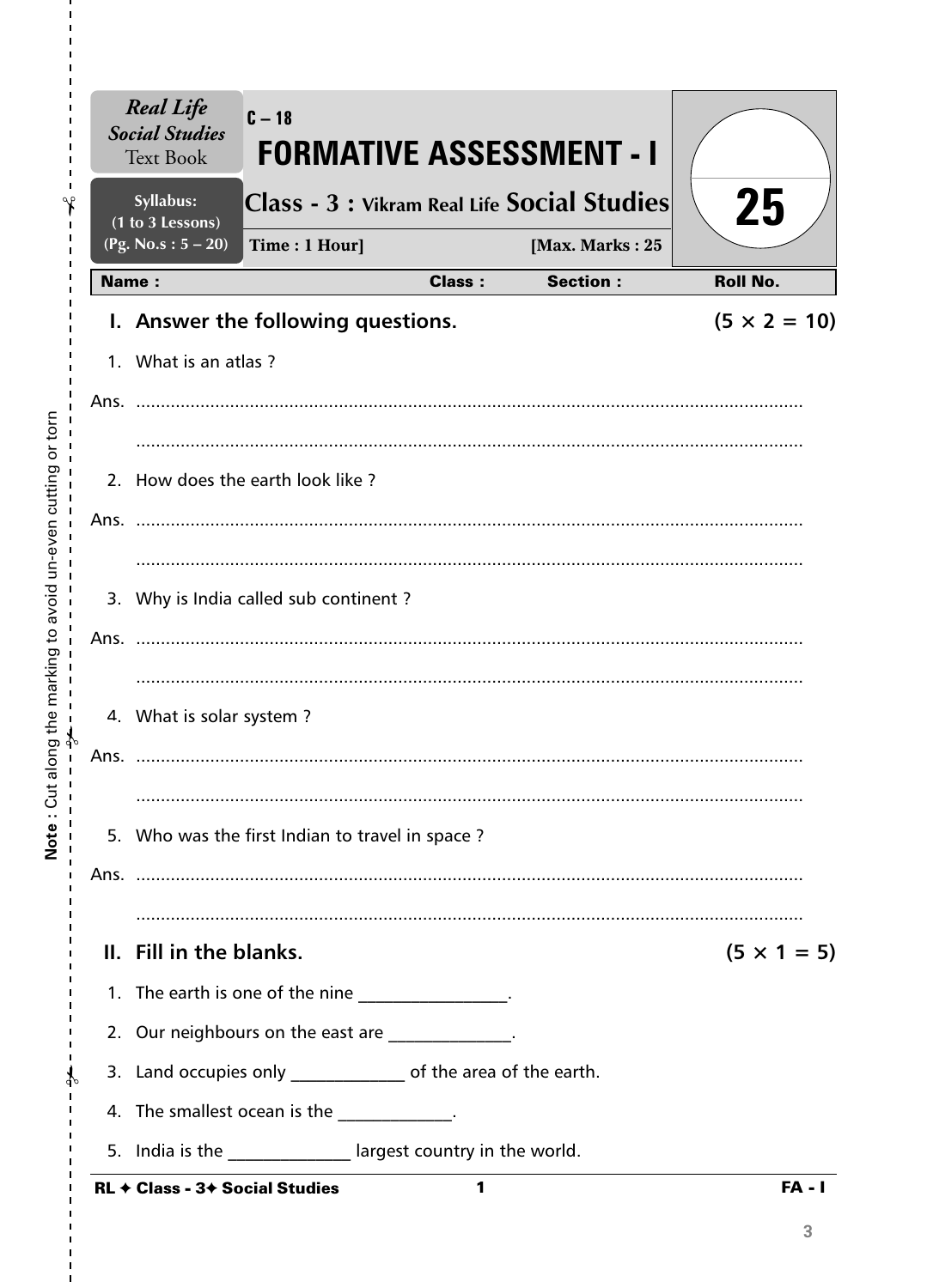*Real Life Social Studies* Text Book

Syllabus: (1 to 3 Lessons) (Pg. No.s : 5 – 20)

C – 18

# FORMATIVE ASSESSMENT - I

## Class - 3 : Vikram Real Life Social Studies

Time : 1 Hour] [Max. Marks : 25

25

**Name :** **Class :** **Section :** **Roll No.**

### I. Answer the following questions. (5 × 2 = 10)

1. What is an atlas ?

Ans. ...........................................................................................................................

...........................................................................................................................

2. How does the earth look like ?

Ans. ...........................................................................................................................

...........................................................................................................................

3. Why is India called sub continent ?

Ans. ...........................................................................................................................

...........................................................................................................................

4. What is solar system ?

Ans. ...........................................................................................................................

...........................................................................................................................

5. Who was the first Indian to travel in space ?

Ans. ...........................................................................................................................

...........................................................................................................................

### II. Fill in the blanks. (5 × 1 = 5)

1. The earth is one of the nine ________________.
2. Our neighbours on the east are ______________.
3. Land occupies only _____________ of the area of the earth.
4. The smallest ocean is the _____________.
5. India is the ______________ largest country in the world.

**Note** : Cut along the marking to avoid un-even cutting or torn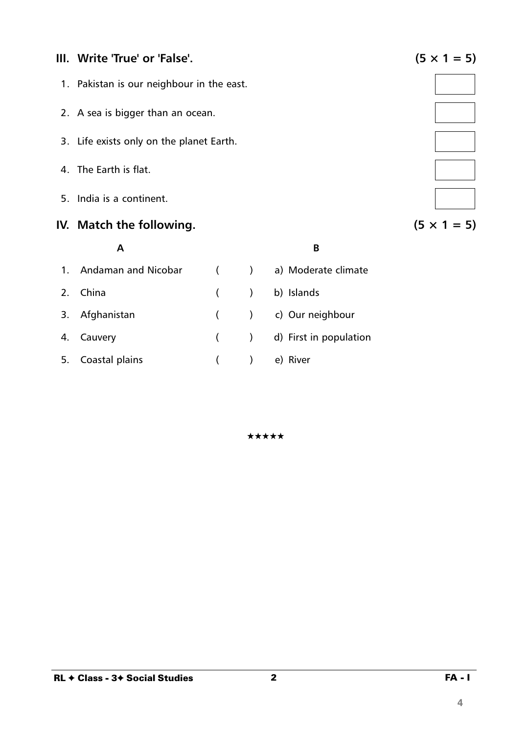## III. Write 'True' or 'False'. (5 × 1 = 5)

1. Pakistan is our neighbour in the east.
2. A sea is bigger than an ocean.
3. Life exists only on the planet Earth.
4. The Earth is flat.
5. India is a continent.

## IV. Match the following. (5 × 1 = 5)

| | A | | B |
|---|---|---|---|
| 1. | Andaman and Nicobar | ( ) | a) Moderate climate |
| 2. | China | ( ) | b) Islands |
| 3. | Afghanistan | ( ) | c) Our neighbour |
| 4. | Cauvery | ( ) | d) First in population |
| 5. | Coastal plains | ( ) | e) River |

★★★★★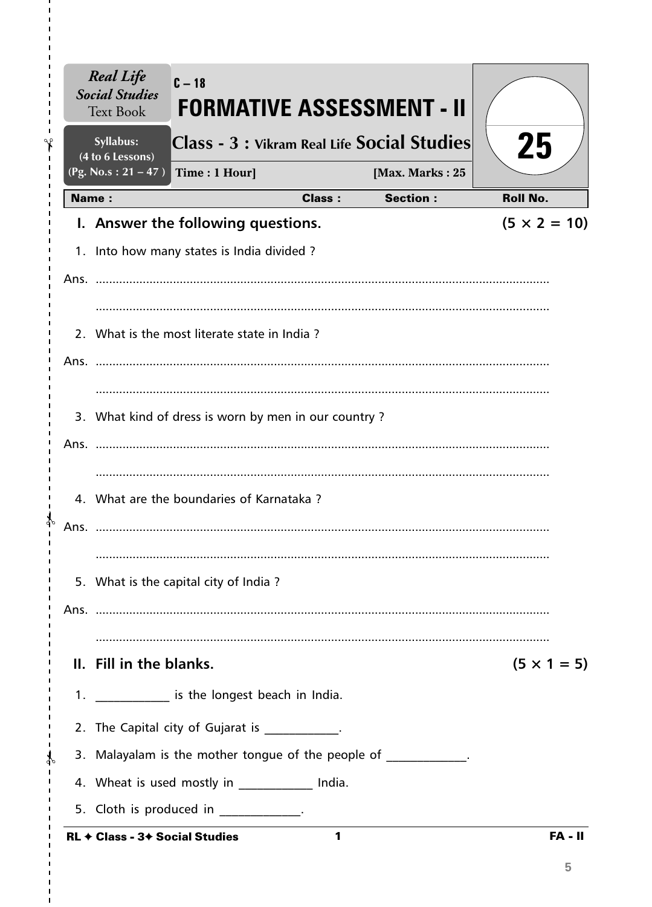*Real Life Social Studies* Text Book

Syllabus: (4 to 6 Lessons) (Pg. No.s : 21 – 47 )

C – 18

# FORMATIVE ASSESSMENT - II

## Class - 3 : Vikram Real Life Social Studies

Time : 1 Hour] [Max. Marks : 25

25

| Name : | Class : | Section : | Roll No. |
|---|---|---|---|

### I. Answer the following questions. (5 × 2 = 10)

1. Into how many states is India divided ?

Ans. ..........................................................................................................................

..........................................................................................................................

2. What is the most literate state in India ?

Ans. ..........................................................................................................................

..........................................................................................................................

3. What kind of dress is worn by men in our country ?

Ans. ..........................................................................................................................

..........................................................................................................................

4. What are the boundaries of Karnataka ?

Ans. ..........................................................................................................................

..........................................................................................................................

5. What is the capital city of India ?

Ans. ..........................................................................................................................

..........................................................................................................................

### II. Fill in the blanks. (5 × 1 = 5)

1. ___________ is the longest beach in India.
2. The Capital city of Gujarat is ___________.
3. Malayalam is the mother tongue of the people of ____________.
4. Wheat is used mostly in ___________ India.
5. Cloth is produced in ____________.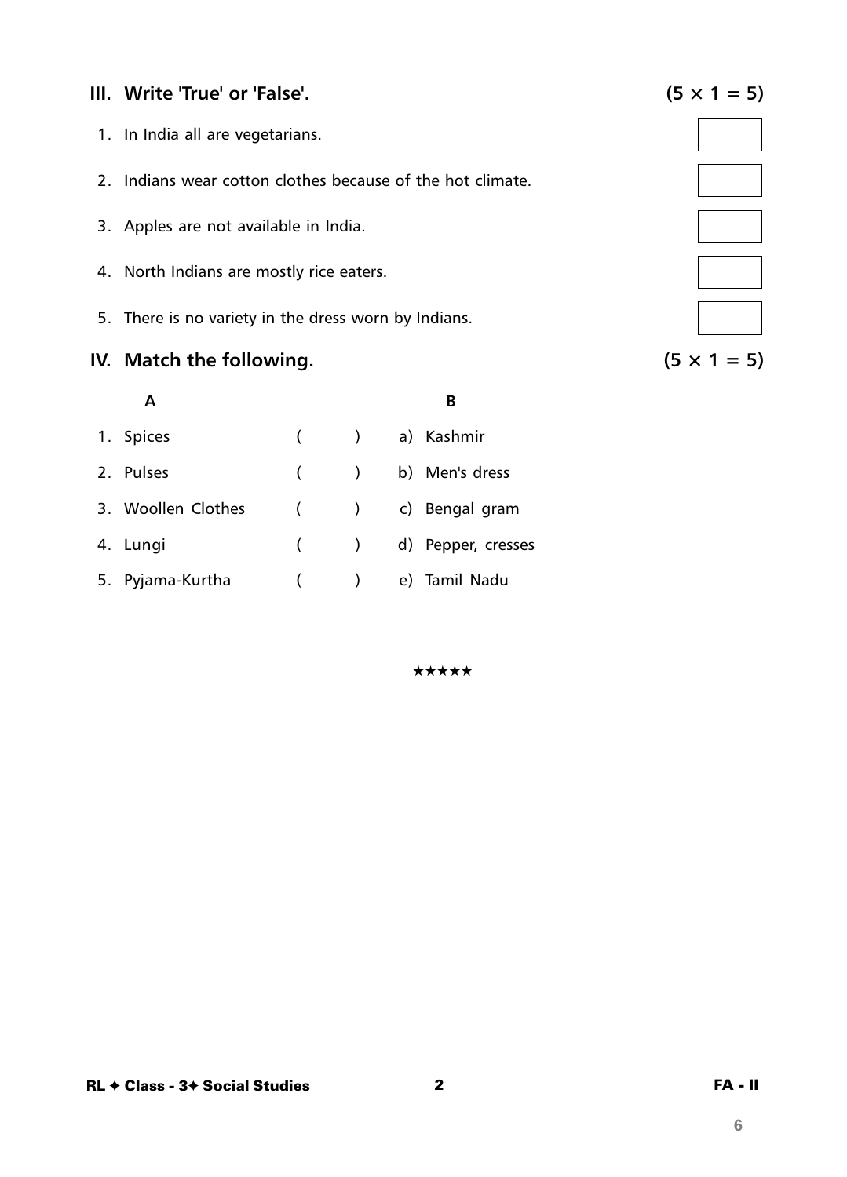## III. Write 'True' or 'False'. (5 × 1 = 5)

1. In India all are vegetarians. [ ]
2. Indians wear cotton clothes because of the hot climate. [ ]
3. Apples are not available in India. [ ]
4. North Indians are mostly rice eaters. [ ]
5. There is no variety in the dress worn by Indians. [ ]

## IV. Match the following. (5 × 1 = 5)

| A | | B |
|---|---|---|
| 1. Spices | (   ) | a) Kashmir |
| 2. Pulses | (   ) | b) Men's dress |
| 3. Woollen Clothes | (   ) | c) Bengal gram |
| 4. Lungi | (   ) | d) Pepper, cresses |
| 5. Pyjama-Kurtha | (   ) | e) Tamil Nadu |

★★★★★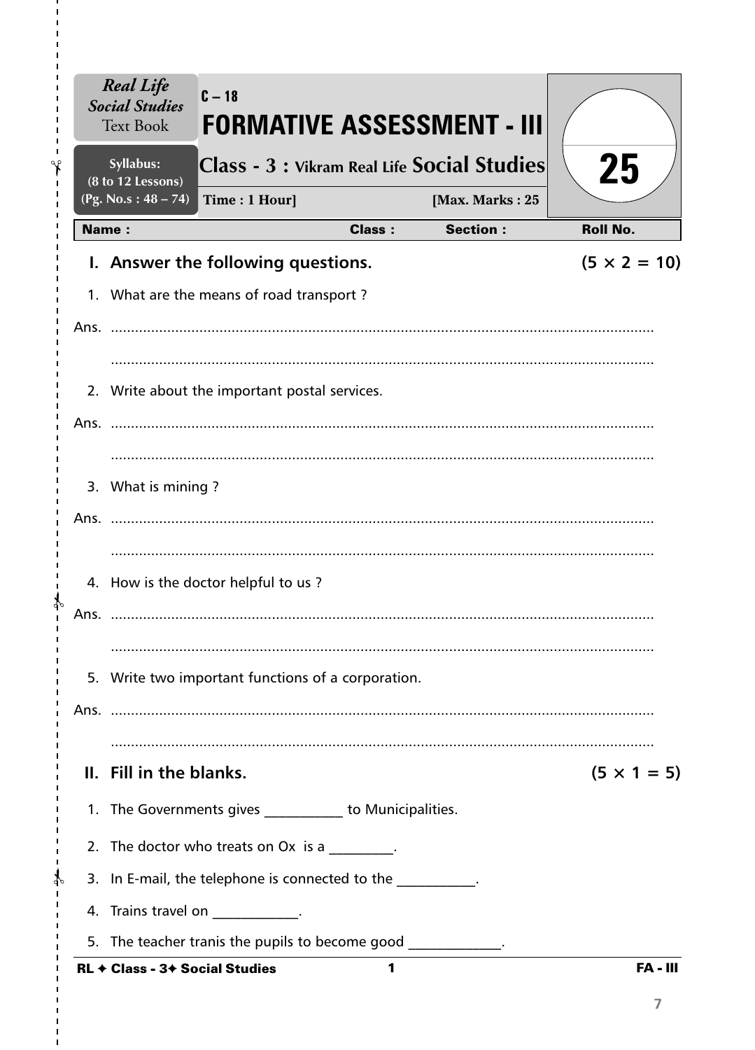*Real Life Social Studies* Text Book

Syllabus: (8 to 12 Lessons) (Pg. No.s : 48 – 74)

C – 18

# FORMATIVE ASSESSMENT - III

## Class - 3 : Vikram Real Life Social Studies

**Time : 1 Hour]** **[Max. Marks : 25**

25

| Name : | Class : | Section : | Roll No. |
|---|---|---|---|

### I. Answer the following questions. (5 × 2 = 10)

1. What are the means of road transport ?

Ans. ..........................................................................................................................

..........................................................................................................................

2. Write about the important postal services.

Ans. ..........................................................................................................................

..........................................................................................................................

3. What is mining ?

Ans. ..........................................................................................................................

..........................................................................................................................

4. How is the doctor helpful to us ?

Ans. ..........................................................................................................................

..........................................................................................................................

5. Write two important functions of a corporation.

Ans. ..........................................................................................................................

..........................................................................................................................

### II. Fill in the blanks. (5 × 1 = 5)

1. The Governments gives ___________ to Municipalities.
2. The doctor who treats on Ox is a _________.
3. In E-mail, the telephone is connected to the ___________.
4. Trains travel on ____________.
5. The teacher tranis the pupils to become good _____________.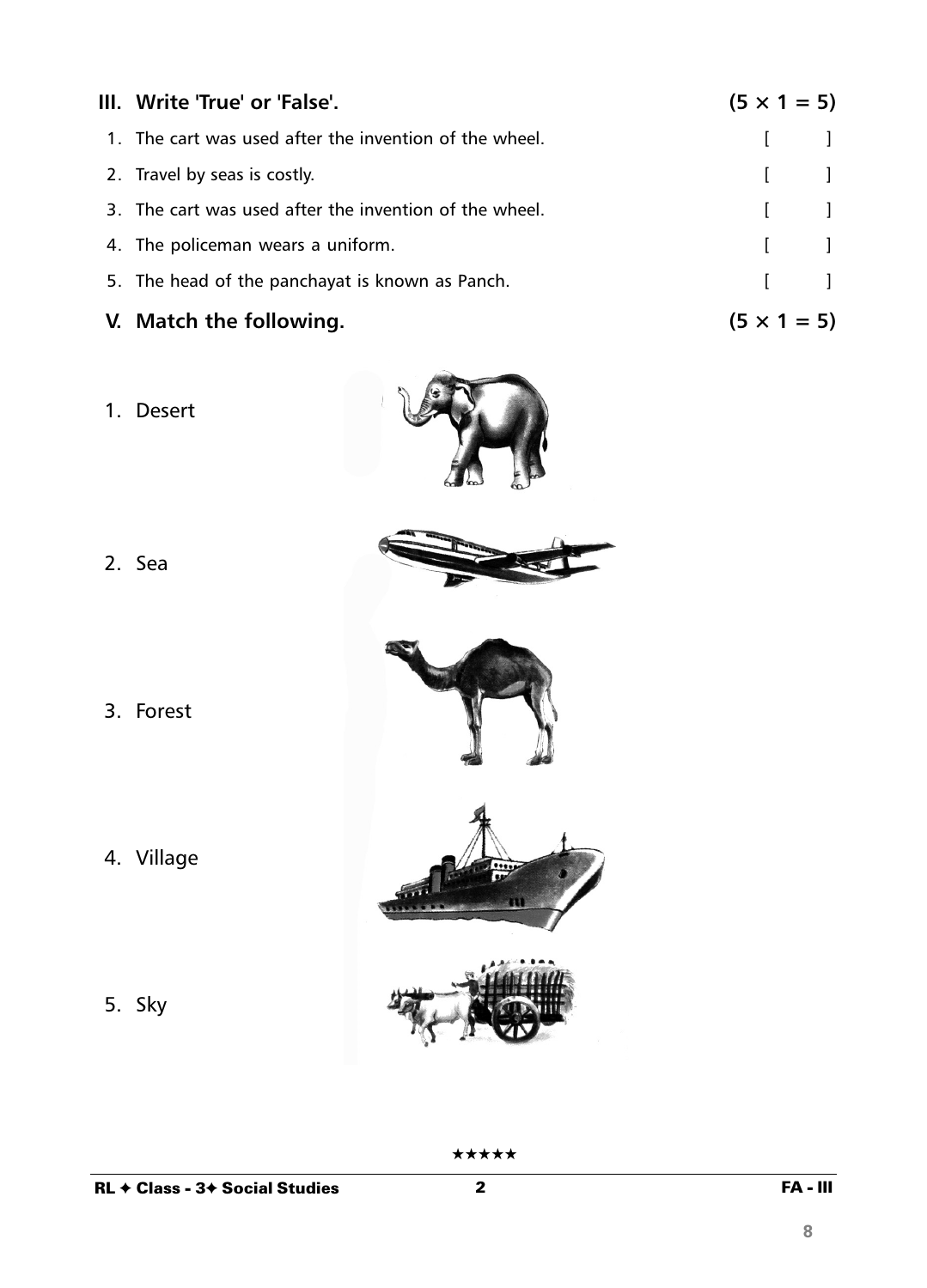## III. Write 'True' or 'False'. (5 × 1 = 5)

1. The cart was used after the invention of the wheel. [ ]
2. Travel by seas is costly. [ ]
3. The cart was used after the invention of the wheel. [ ]
4. The policeman wears a uniform. [ ]
5. The head of the panchayat is known as Panch. [ ]

## V. Match the following. (5 × 1 = 5)

1. Desert
2. Sea
3. Forest
4. Village
5. Sky

★★★★★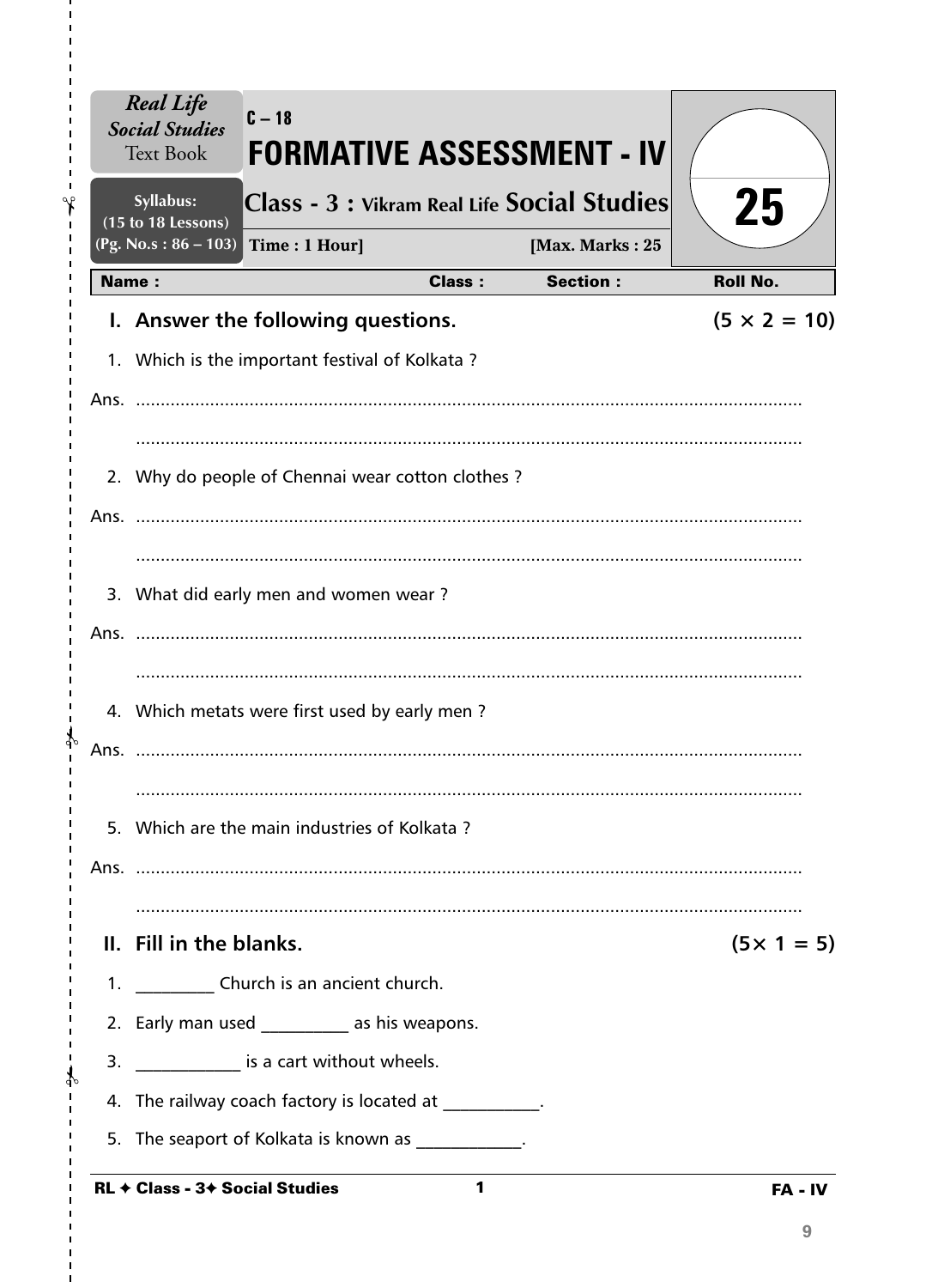*Real Life Social Studies* Text Book

Syllabus: (15 to 18 Lessons) (Pg. No.s : 86 – 103)

C – 18

# FORMATIVE ASSESSMENT - IV

## Class - 3 : Vikram Real Life Social Studies

Time : 1 Hour] [Max. Marks : 25

25

| Name : | Class : | Section : | Roll No. |
|---|---|---|---|

### I. Answer the following questions. (5 × 2 = 10)

1. Which is the important festival of Kolkata ?

Ans. .......................................................................................................................

.......................................................................................................................

2. Why do people of Chennai wear cotton clothes ?

Ans. .......................................................................................................................

.......................................................................................................................

3. What did early men and women wear ?

Ans. .......................................................................................................................

.......................................................................................................................

4. Which metats were first used by early men ?

Ans. .......................................................................................................................

.......................................................................................................................

5. Which are the main industries of Kolkata ?

Ans. .......................................................................................................................

.......................................................................................................................

### II. Fill in the blanks. (5× 1 = 5)

1. _________ Church is an ancient church.
2. Early man used __________ as his weapons.
3. ____________ is a cart without wheels.
4. The railway coach factory is located at ___________.
5. The seaport of Kolkata is known as ____________.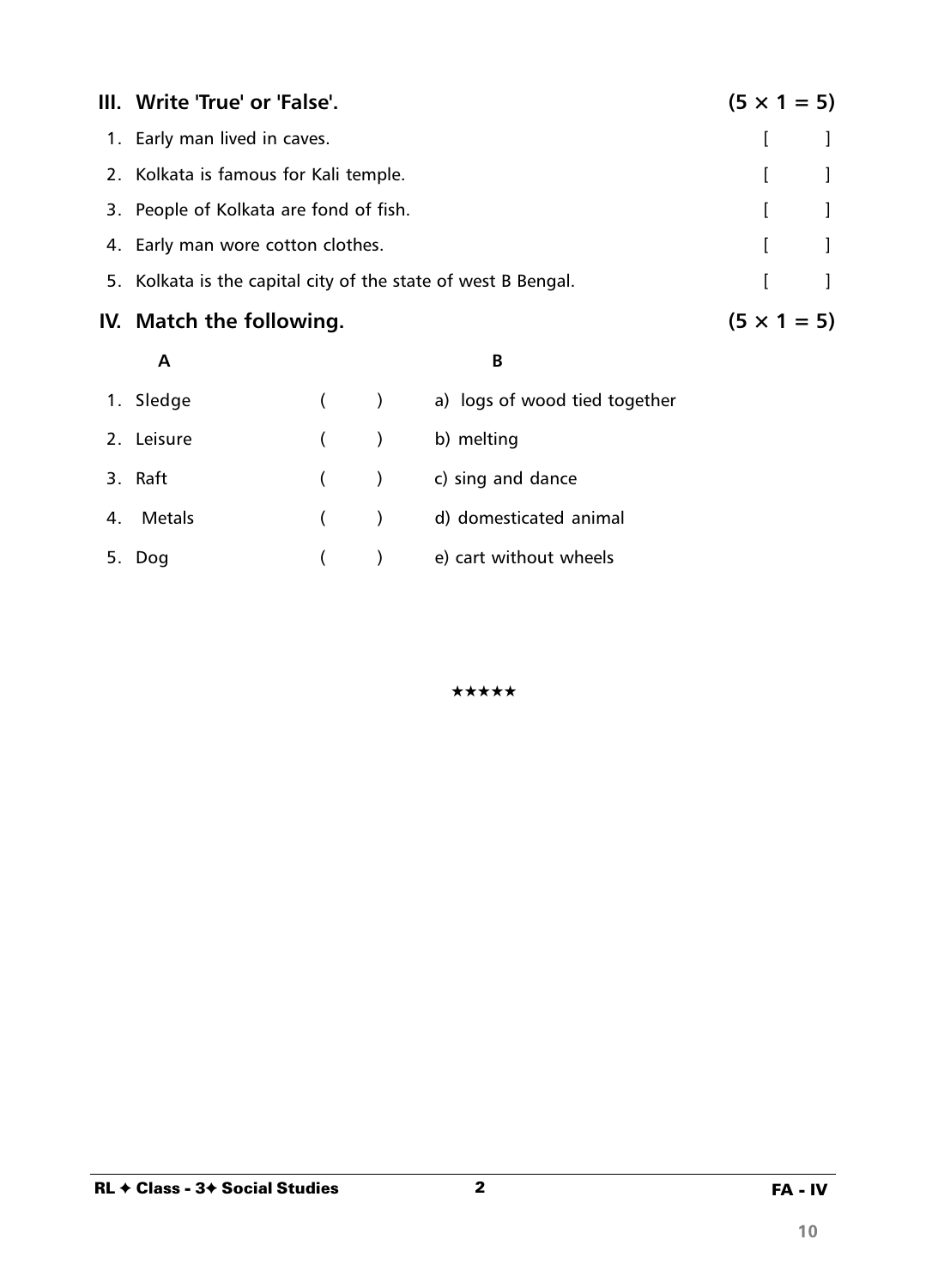## III. Write 'True' or 'False'. (5 × 1 = 5)

1. Early man lived in caves. [ ]
2. Kolkata is famous for Kali temple. [ ]
3. People of Kolkata are fond of fish. [ ]
4. Early man wore cotton clothes. [ ]
5. Kolkata is the capital city of the state of west B Bengal. [ ]

## IV. Match the following. (5 × 1 = 5)

| | A | | B |
|---|---|---|---|
| 1. | Sledge | ( ) | a) logs of wood tied together |
| 2. | Leisure | ( ) | b) melting |
| 3. | Raft | ( ) | c) sing and dance |
| 4. | Metals | ( ) | d) domesticated animal |
| 5. | Dog | ( ) | e) cart without wheels |

★★★★★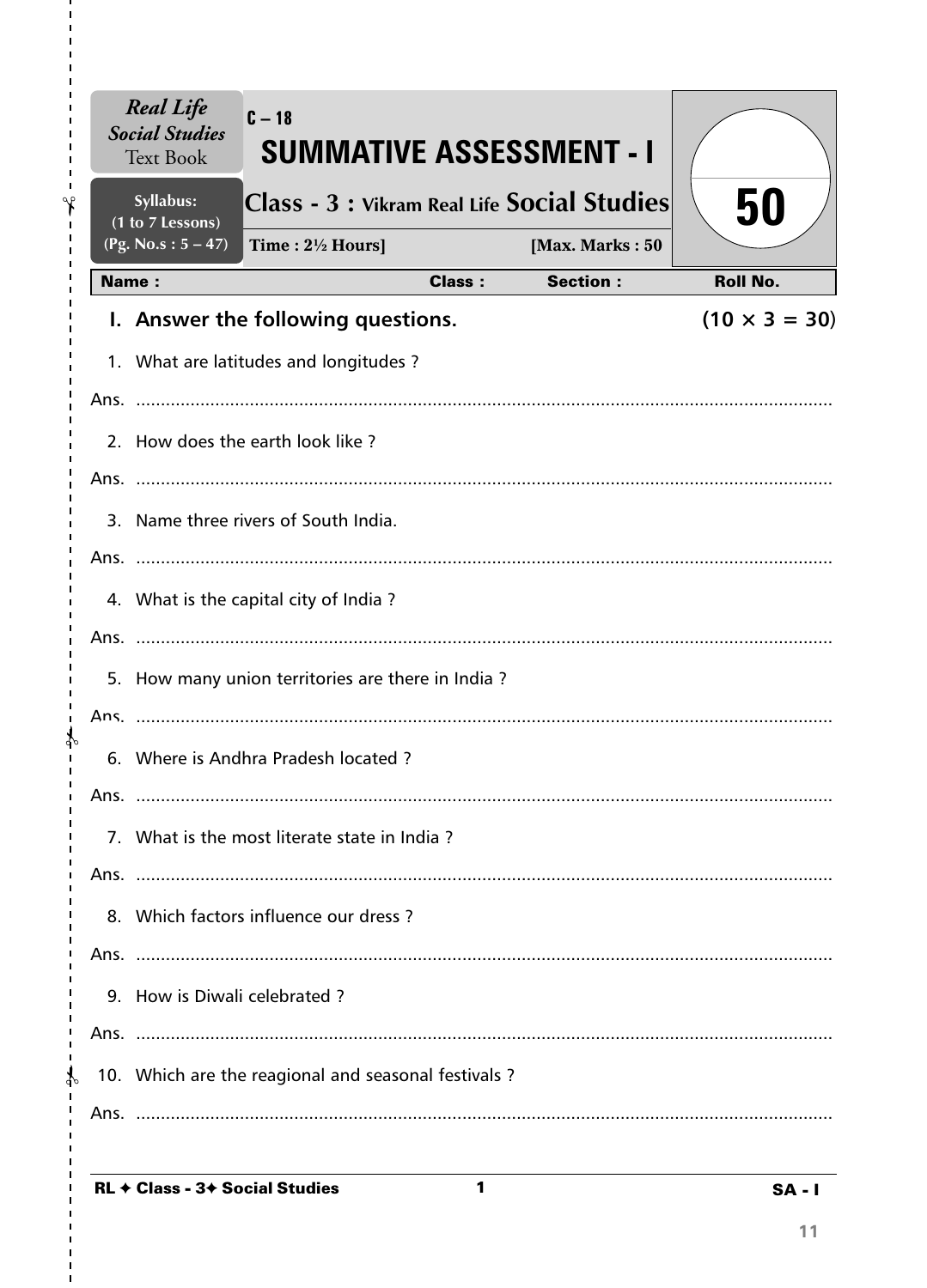*Real Life Social Studies* Text Book

Syllabus: (1 to 7 Lessons) (Pg. No.s : 5 – 47)

C – 18

# SUMMATIVE ASSESSMENT - I

## Class - 3 : Vikram Real Life Social Studies

Time : 2½ Hours] [Max. Marks : 50

50

| Name : | Class : | Section : | Roll No. |
|---|---|---|---|

**I. Answer the following questions. (10 × 3 = 30)**

1. What are latitudes and longitudes ?

Ans. ..........................................................................................................................

2. How does the earth look like ?

Ans. ..........................................................................................................................

3. Name three rivers of South India.

Ans. ..........................................................................................................................

4. What is the capital city of India ?

Ans. ..........................................................................................................................

5. How many union territories are there in India ?

Ans. ..........................................................................................................................

6. Where is Andhra Pradesh located ?

Ans. ..........................................................................................................................

7. What is the most literate state in India ?

Ans. ..........................................................................................................................

8. Which factors influence our dress ?

Ans. ..........................................................................................................................

9. How is Diwali celebrated ?

Ans. ..........................................................................................................................

10. Which are the reagional and seasonal festivals ?

Ans. ..........................................................................................................................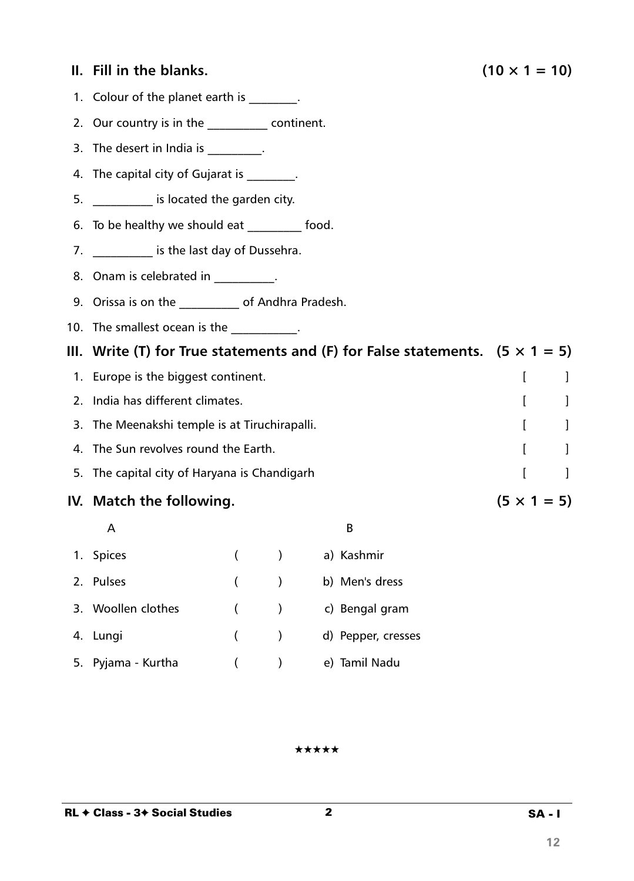## II. Fill in the blanks. (10 × 1 = 10)

1. Colour of the planet earth is ________.
2. Our country is in the __________ continent.
3. The desert in India is _________.
4. The capital city of Gujarat is ________.
5. __________ is located the garden city.
6. To be healthy we should eat _________ food.
7. __________ is the last day of Dussehra.
8. Onam is celebrated in __________.
9. Orissa is on the __________ of Andhra Pradesh.
10. The smallest ocean is the ___________.

## III. Write (T) for True statements and (F) for False statements. (5 × 1 = 5)

1. Europe is the biggest continent. [ ]
2. India has different climates. [ ]
3. The Meenakshi temple is at Tiruchirapalli. [ ]
4. The Sun revolves round the Earth. [ ]
5. The capital city of Haryana is Chandigarh [ ]

## IV. Match the following. (5 × 1 = 5)

| | A | | B |
|---|---|---|---|
| 1. | Spices | ( ) | a) Kashmir |
| 2. | Pulses | ( ) | b) Men's dress |
| 3. | Woollen clothes | ( ) | c) Bengal gram |
| 4. | Lungi | ( ) | d) Pepper, cresses |
| 5. | Pyjama - Kurtha | ( ) | e) Tamil Nadu |

★★★★★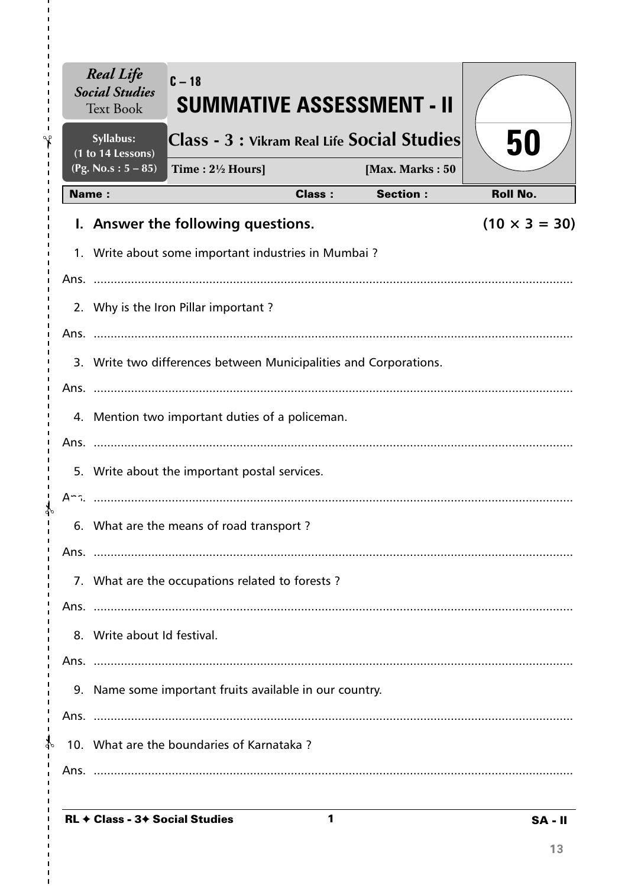**Real Life Social Studies** Text Book

**Syllabus:** (1 to 14 Lessons) (Pg. No.s : 5 – 85)

C – 18

# SUMMATIVE ASSESSMENT - II

## Class - 3 : Vikram Real Life Social Studies

**Time : 2½ Hours]** **[Max. Marks : 50**

50

| Name : | Class : | Section : | Roll No. |
|---|---|---|---|

### I. Answer the following questions. (10 × 3 = 30)

1. Write about some important industries in Mumbai ?

Ans. ..........................................................................................................................

2. Why is the Iron Pillar important ?

Ans. ..........................................................................................................................

3. Write two differences between Municipalities and Corporations.

Ans. ..........................................................................................................................

4. Mention two important duties of a policeman.

Ans. ..........................................................................................................................

5. Write about the important postal services.

Ans. ..........................................................................................................................

6. What are the means of road transport ?

Ans. ..........................................................................................................................

7. What are the occupations related to forests ?

Ans. ..........................................................................................................................

8. Write about Id festival.

Ans. ..........................................................................................................................

9. Name some important fruits available in our country.

Ans. ..........................................................................................................................

10. What are the boundaries of Karnataka ?

Ans. ..........................................................................................................................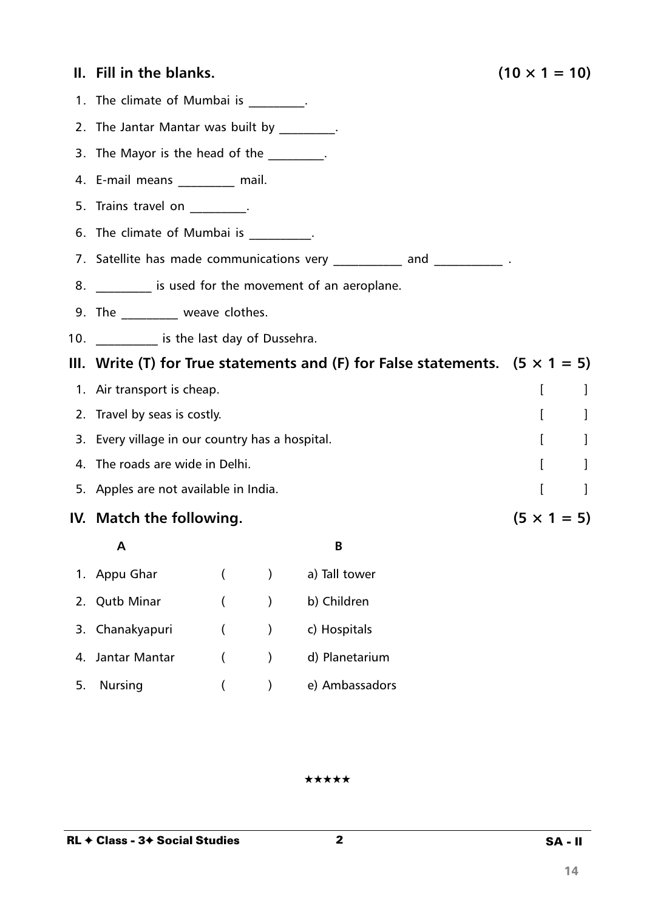## II. Fill in the blanks. (10 × 1 = 10)

1. The climate of Mumbai is _________.
2. The Jantar Mantar was built by _________.
3. The Mayor is the head of the _________.
4. E-mail means _________ mail.
5. Trains travel on _________.
6. The climate of Mumbai is __________.
7. Satellite has made communications very ___________ and ___________ .
8. _________ is used for the movement of an aeroplane.
9. The _________ weave clothes.
10. __________ is the last day of Dussehra.

## III. Write (T) for True statements and (F) for False statements. (5 × 1 = 5)

1. Air transport is cheap. [ ]
2. Travel by seas is costly. [ ]
3. Every village in our country has a hospital. [ ]
4. The roads are wide in Delhi. [ ]
5. Apples are not available in India. [ ]

## IV. Match the following. (5 × 1 = 5)

| A | | B |
|---|---|---|
| 1. Appu Ghar | ( ) | a) Tall tower |
| 2. Qutb Minar | ( ) | b) Children |
| 3. Chanakyapuri | ( ) | c) Hospitals |
| 4. Jantar Mantar | ( ) | d) Planetarium |
| 5. Nursing | ( ) | e) Ambassadors |

★★★★★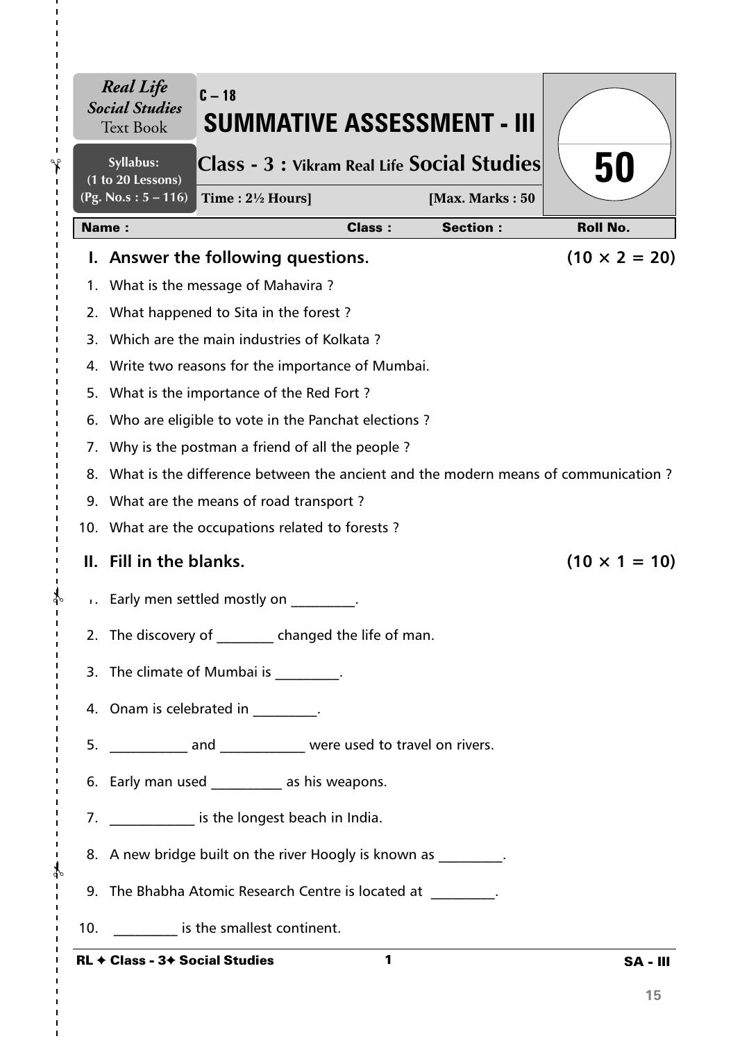*Real Life Social Studies* Text Book

**Syllabus:** (1 to 20 Lessons) (Pg. No.s : 5 – 116)

C – 18

# SUMMATIVE ASSESSMENT - III

## Class - 3 : Vikram Real Life Social Studies

**Time : 2½ Hours]** **[Max. Marks : 50**

**50**

| Name : | Class : | Section : | Roll No. |
|---|---|---|---|

## I. Answer the following questions. (10 × 2 = 20)

1. What is the message of Mahavira ?
2. What happened to Sita in the forest ?
3. Which are the main industries of Kolkata ?
4. Write two reasons for the importance of Mumbai.
5. What is the importance of the Red Fort ?
6. Who are eligible to vote in the Panchat elections ?
7. Why is the postman a friend of all the people ?
8. What is the difference between the ancient and the modern means of communication ?
9. What are the means of road transport ?
10. What are the occupations related to forests ?

## II. Fill in the blanks. (10 × 1 = 10)

1. Early men settled mostly on _________.
2. The discovery of ________ changed the life of man.
3. The climate of Mumbai is _________.
4. Onam is celebrated in _________.
5. ___________ and ____________ were used to travel on rivers.
6. Early man used __________ as his weapons.
7. ____________ is the longest beach in India.
8. A new bridge built on the river Hoogly is known as _________.
9. The Bhabha Atomic Research Centre is located at _________.
10. _________ is the smallest continent.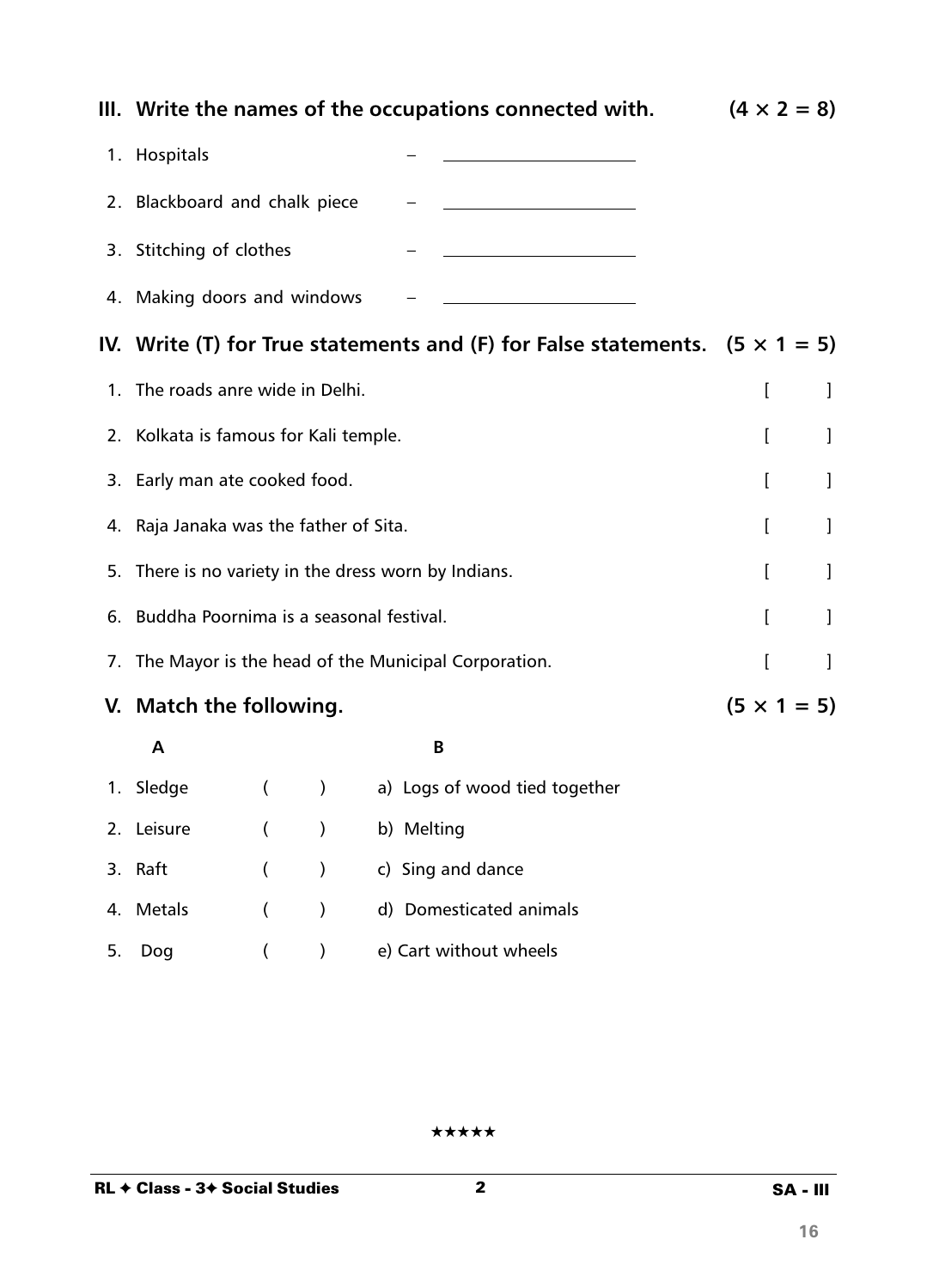**III. Write the names of the occupations connected with. (4 × 2 = 8)**

1. Hospitals – ____________________
2. Blackboard and chalk piece – ____________________
3. Stitching of clothes – ____________________
4. Making doors and windows – ____________________

**IV. Write (T) for True statements and (F) for False statements. (5 × 1 = 5)**

1. The roads anre wide in Delhi. [ ]
2. Kolkata is famous for Kali temple. [ ]
3. Early man ate cooked food. [ ]
4. Raja Janaka was the father of Sita. [ ]
5. There is no variety in the dress worn by Indians. [ ]
6. Buddha Poornima is a seasonal festival. [ ]
7. The Mayor is the head of the Municipal Corporation. [ ]

**V. Match the following. (5 × 1 = 5)**

| | A | | B |
|---|---|---|---|
| 1. | Sledge | ( ) | a) Logs of wood tied together |
| 2. | Leisure | ( ) | b) Melting |
| 3. | Raft | ( ) | c) Sing and dance |
| 4. | Metals | ( ) | d) Domesticated animals |
| 5. | Dog | ( ) | e) Cart without wheels |

★★★★★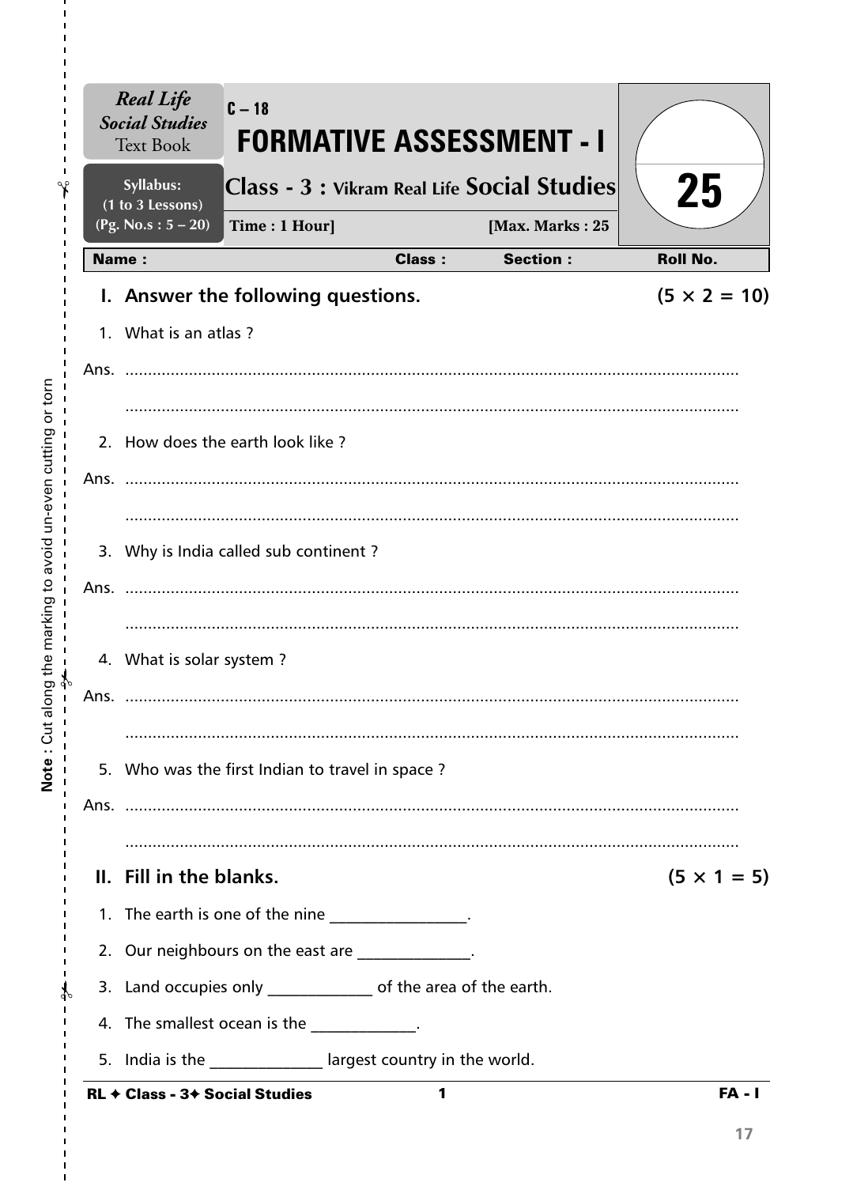*Real Life Social Studies* Text Book

Syllabus: (1 to 3 Lessons) (Pg. No.s : 5 – 20)

C – 18

# FORMATIVE ASSESSMENT - I

## Class - 3 : Vikram Real Life Social Studies

Time : 1 Hour] [Max. Marks : 25

25

| Name : | Class : | Section : | Roll No. |
|---|---|---|---|

### I. Answer the following questions. (5 × 2 = 10)

1. What is an atlas ?

Ans. ..........................................................................................................................

..........................................................................................................................

2. How does the earth look like ?

Ans. ..........................................................................................................................

..........................................................................................................................

3. Why is India called sub continent ?

Ans. ..........................................................................................................................

..........................................................................................................................

4. What is solar system ?

Ans. ..........................................................................................................................

..........................................................................................................................

5. Who was the first Indian to travel in space ?

Ans. ..........................................................................................................................

..........................................................................................................................

### II. Fill in the blanks. (5 × 1 = 5)

1. The earth is one of the nine ________________.
2. Our neighbours on the east are ______________.
3. Land occupies only _____________ of the area of the earth.
4. The smallest ocean is the _____________.
5. India is the ______________ largest country in the world.

Note : Cut along the marking to avoid un-even cutting or torn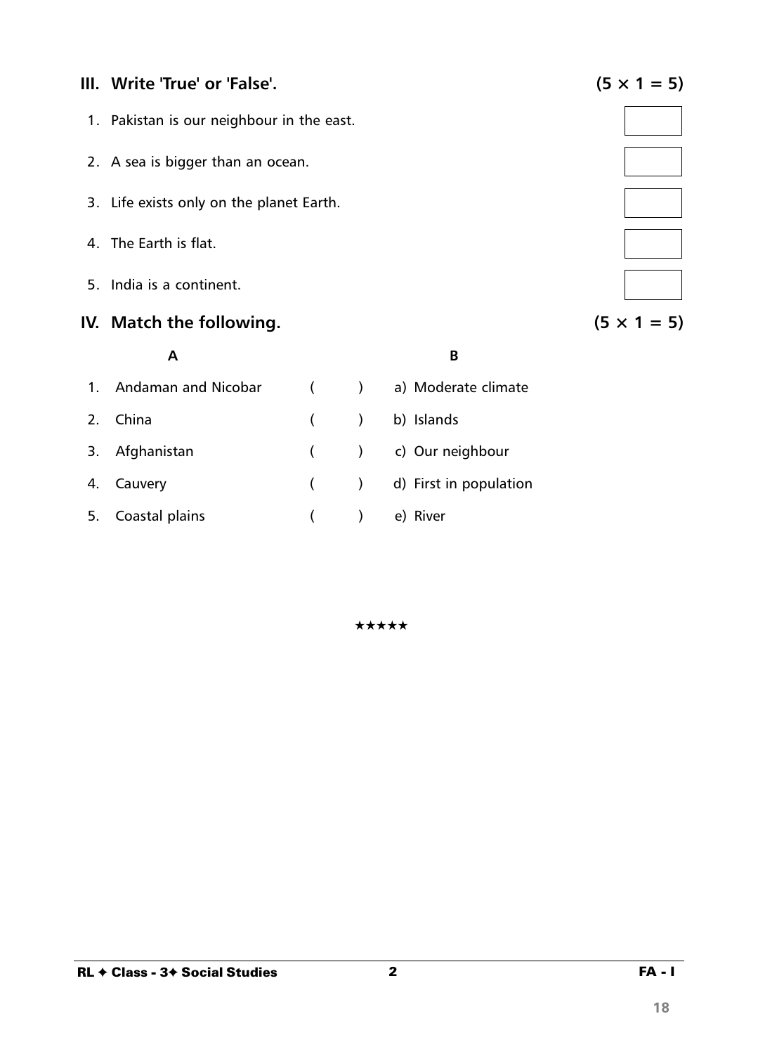## III. Write 'True' or 'False'. (5 × 1 = 5)

1. Pakistan is our neighbour in the east.
2. A sea is bigger than an ocean.
3. Life exists only on the planet Earth.
4. The Earth is flat.
5. India is a continent.

## IV. Match the following. (5 × 1 = 5)

| | A | | B |
|---|---|---|---|
| 1. | Andaman and Nicobar | (     ) | a) Moderate climate |
| 2. | China | (     ) | b) Islands |
| 3. | Afghanistan | (     ) | c) Our neighbour |
| 4. | Cauvery | (     ) | d) First in population |
| 5. | Coastal plains | (     ) | e) River |

★★★★★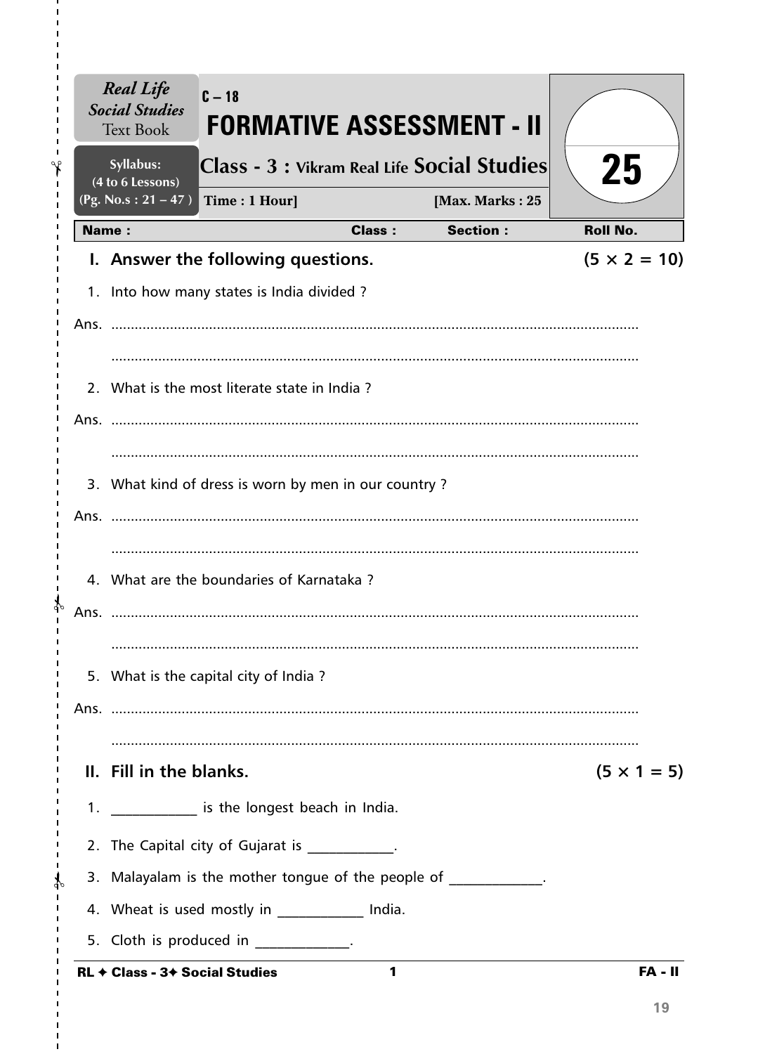| *Real Life Social Studies* Text Book | C – 18 **FORMATIVE ASSESSMENT - II** | **25** |
|---|---|---|
| **Syllabus: (4 to 6 Lessons) (Pg. No.s : 21 – 47 )** | **Class - 3 : Vikram Real Life Social Studies** | |
| | **Time : 1 Hour]** **[Max. Marks : 25** | |

| **Name :** | **Class :** | **Section :** | **Roll No.** |
|---|---|---|---|

## I. Answer the following questions. (5 × 2 = 10)

1. Into how many states is India divided ?

Ans. .......................................................................................................................

.......................................................................................................................

2. What is the most literate state in India ?

Ans. .......................................................................................................................

.......................................................................................................................

3. What kind of dress is worn by men in our country ?

Ans. .......................................................................................................................

.......................................................................................................................

4. What are the boundaries of Karnataka ?

Ans. .......................................................................................................................

.......................................................................................................................

5. What is the capital city of India ?

Ans. .......................................................................................................................

.......................................................................................................................

## II. Fill in the blanks. (5 × 1 = 5)

1. ____________ is the longest beach in India.
2. The Capital city of Gujarat is ____________.
3. Malayalam is the mother tongue of the people of _____________.
4. Wheat is used mostly in ____________ India.
5. Cloth is produced in _____________.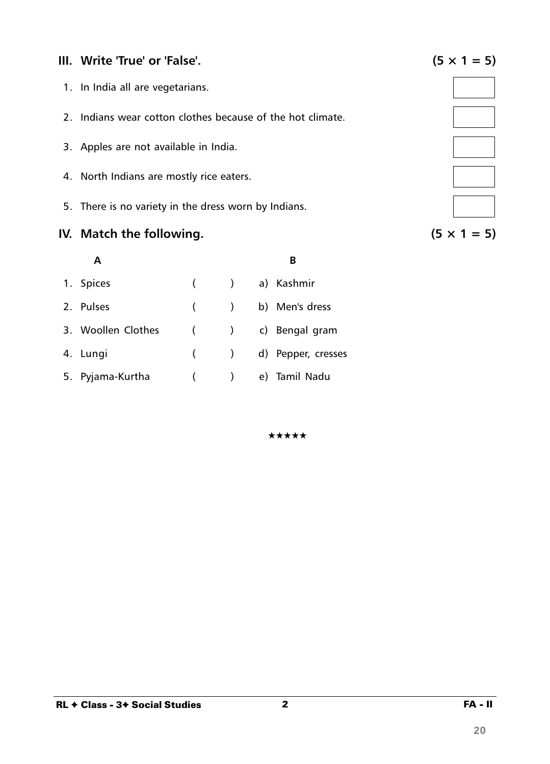## III. Write 'True' or 'False'. (5 × 1 = 5)

1. In India all are vegetarians. [ ]
2. Indians wear cotton clothes because of the hot climate. [ ]
3. Apples are not available in India. [ ]
4. North Indians are mostly rice eaters. [ ]
5. There is no variety in the dress worn by Indians. [ ]

## IV. Match the following. (5 × 1 = 5)

| A | | B |
|---|---|---|
| 1. Spices | ( ) | a) Kashmir |
| 2. Pulses | ( ) | b) Men's dress |
| 3. Woollen Clothes | ( ) | c) Bengal gram |
| 4. Lungi | ( ) | d) Pepper, cresses |
| 5. Pyjama-Kurtha | ( ) | e) Tamil Nadu |

★★★★★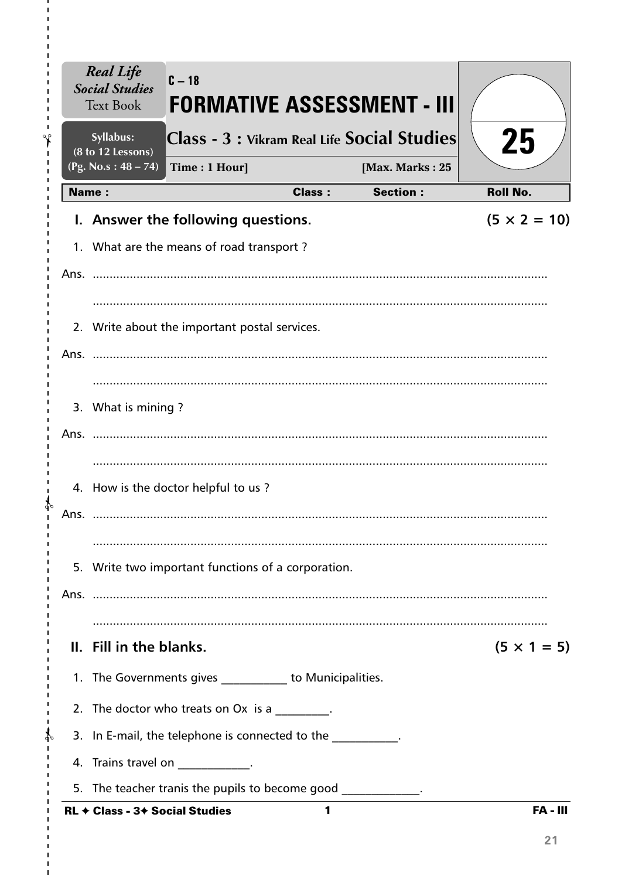*Real Life Social Studies* Text Book

Syllabus: (8 to 12 Lessons) (Pg. No.s : 48 – 74)

C – 18

# FORMATIVE ASSESSMENT - III

## Class - 3 : Vikram Real Life Social Studies

Time : 1 Hour] [Max. Marks : 25

25

| Name : | Class : | Section : | Roll No. |
|---|---|---|---|

### I. Answer the following questions. (5 × 2 = 10)

1. What are the means of road transport ?

Ans. ..........................................................................................................................

..........................................................................................................................

2. Write about the important postal services.

Ans. ..........................................................................................................................

..........................................................................................................................

3. What is mining ?

Ans. ..........................................................................................................................

..........................................................................................................................

4. How is the doctor helpful to us ?

Ans. ..........................................................................................................................

..........................................................................................................................

5. Write two important functions of a corporation.

Ans. ..........................................................................................................................

..........................................................................................................................

### II. Fill in the blanks. (5 × 1 = 5)

1. The Governments gives ___________ to Municipalities.
2. The doctor who treats on Ox is a _________.
3. In E-mail, the telephone is connected to the ___________.
4. Trains travel on ____________.
5. The teacher tranis the pupils to become good _____________.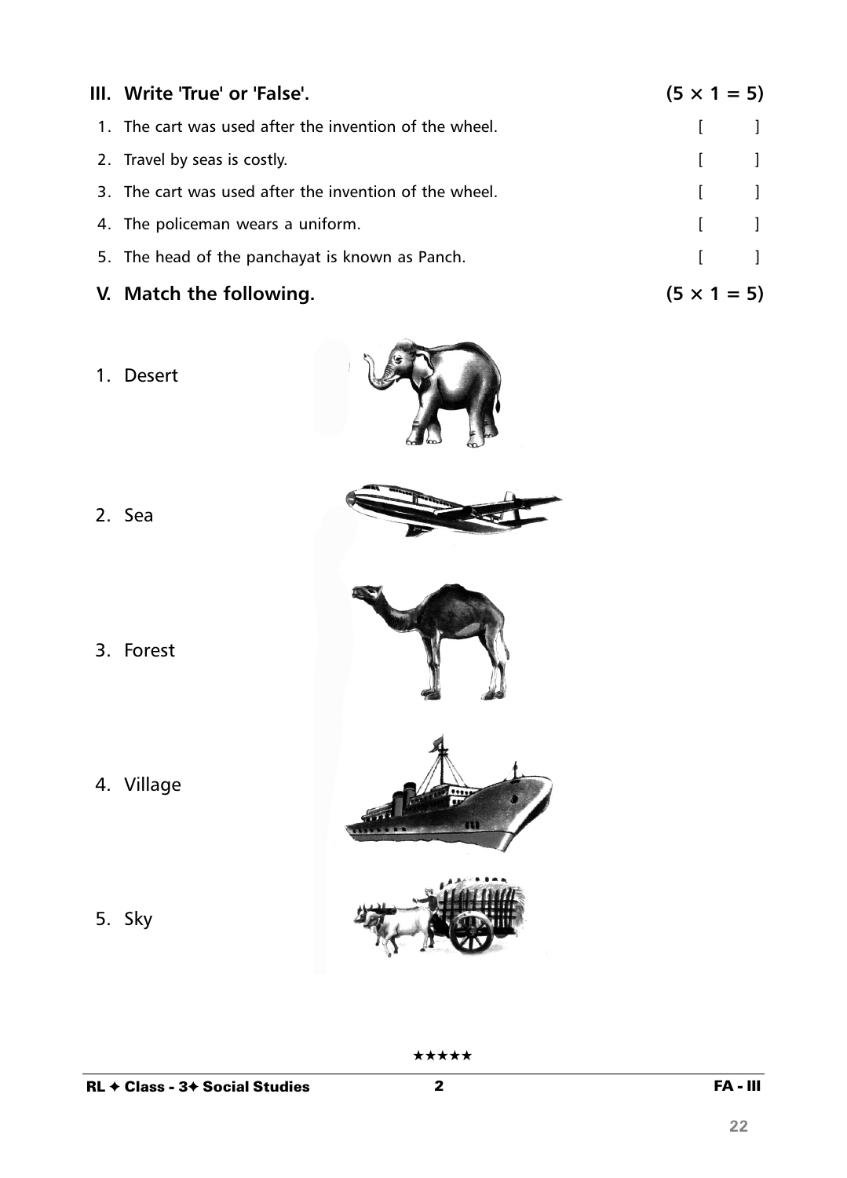### III. Write 'True' or 'False'. (5 × 1 = 5)

1. The cart was used after the invention of the wheel. [ ]
2. Travel by seas is costly. [ ]
3. The cart was used after the invention of the wheel. [ ]
4. The policeman wears a uniform. [ ]
5. The head of the panchayat is known as Panch. [ ]

### V. Match the following. (5 × 1 = 5)

1. Desert
2. Sea
3. Forest
4. Village
5. Sky

★★★★★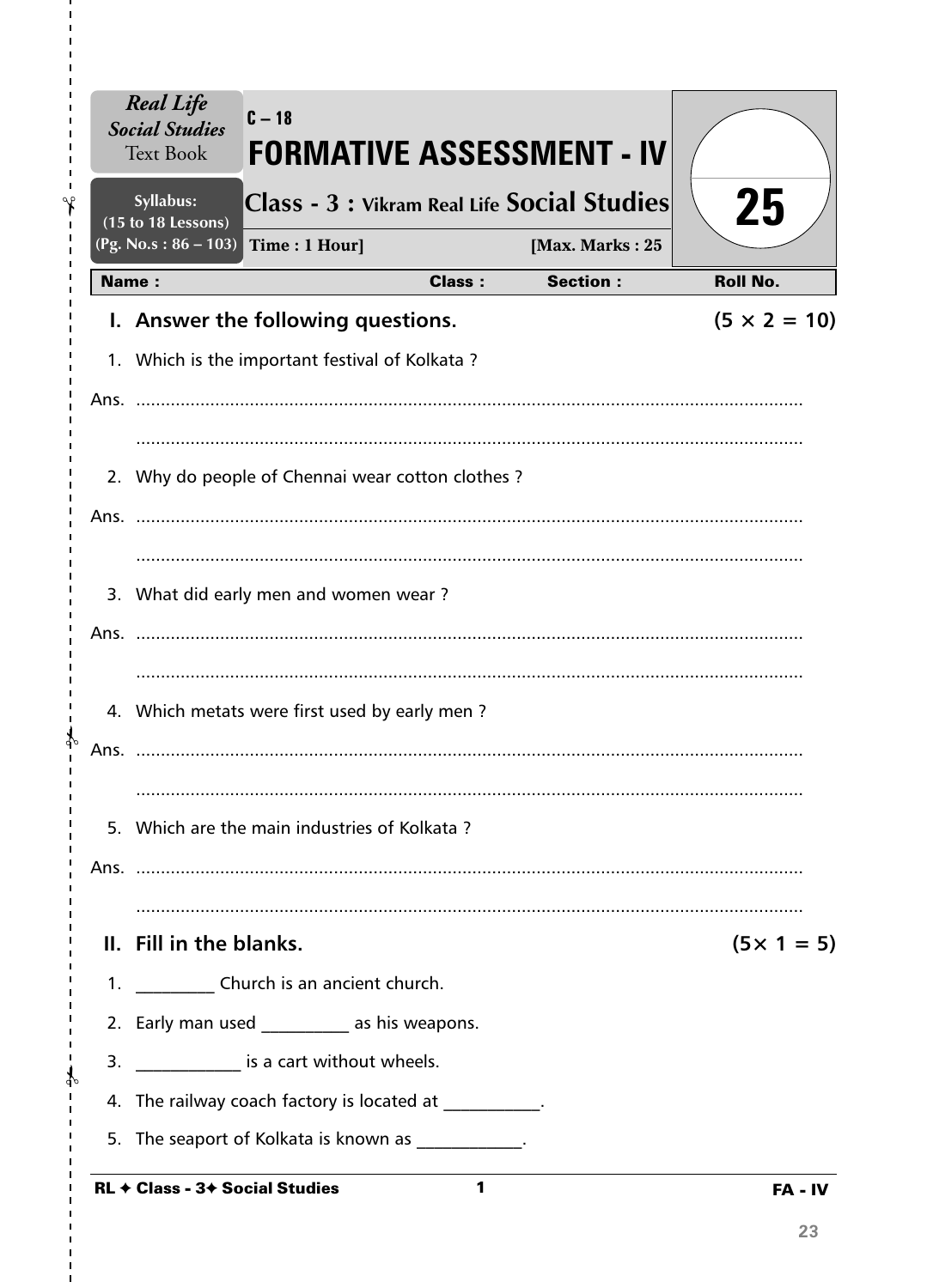*Real Life Social Studies* Text Book

Syllabus: (15 to 18 Lessons) (Pg. No.s : 86 – 103)

C – 18

# FORMATIVE ASSESSMENT - IV

## Class - 3 : Vikram Real Life Social Studies

Time : 1 Hour] [Max. Marks : 25

25

| Name : | Class : | Section : | Roll No. |
|---|---|---|---|

## I. Answer the following questions. (5 × 2 = 10)

1. Which is the important festival of Kolkata ?

Ans. ..........................................................................................................................

..........................................................................................................................

2. Why do people of Chennai wear cotton clothes ?

Ans. ..........................................................................................................................

..........................................................................................................................

3. What did early men and women wear ?

Ans. ..........................................................................................................................

..........................................................................................................................

4. Which metats were first used by early men ?

Ans. ..........................................................................................................................

..........................................................................................................................

5. Which are the main industries of Kolkata ?

Ans. ..........................................................................................................................

..........................................................................................................................

## II. Fill in the blanks. (5× 1 = 5)

1. _________ Church is an ancient church.
2. Early man used __________ as his weapons.
3. ____________ is a cart without wheels.
4. The railway coach factory is located at ___________.
5. The seaport of Kolkata is known as ____________.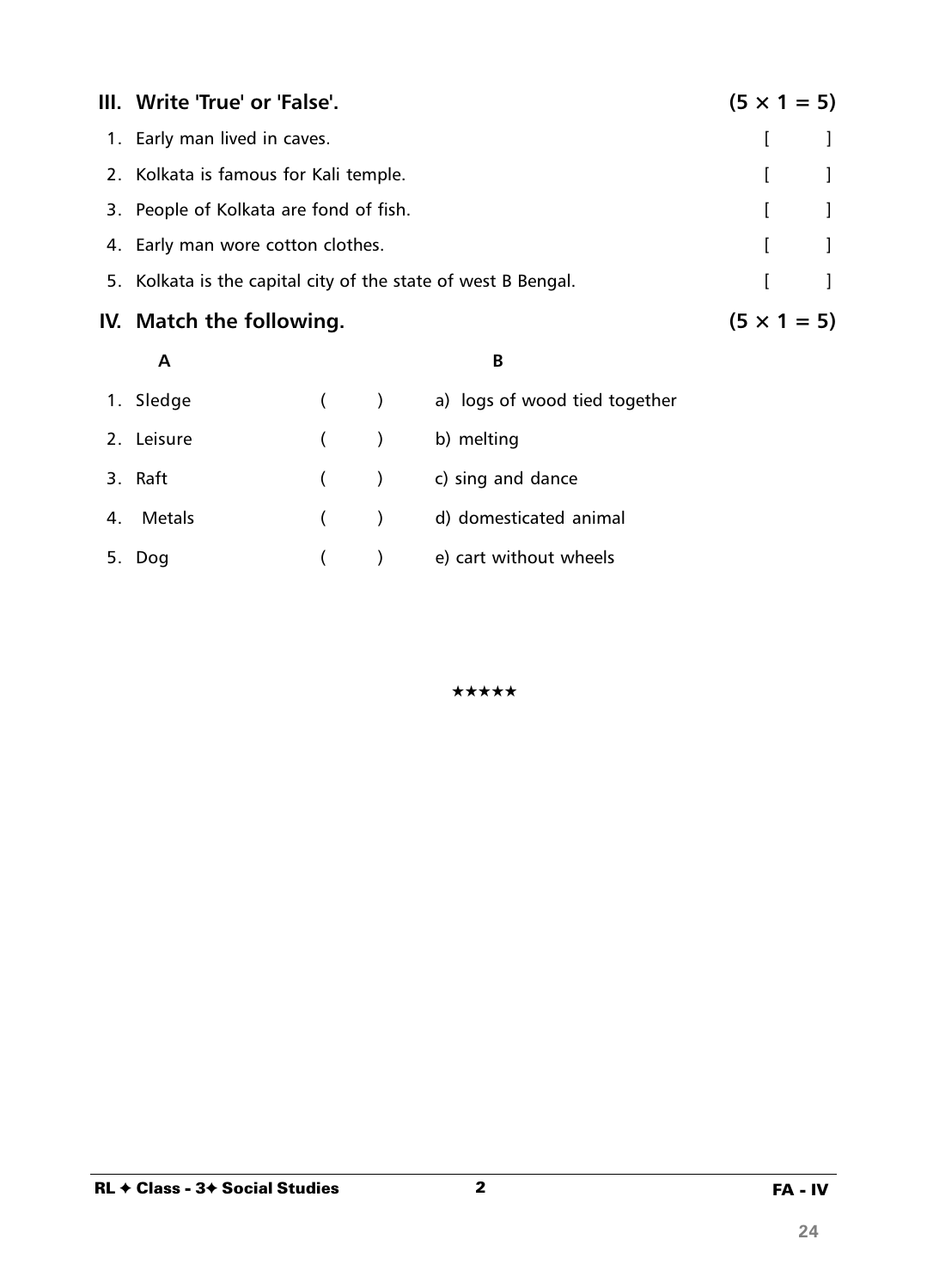## III. Write 'True' or 'False'. (5 × 1 = 5)

1. Early man lived in caves. [ ]
2. Kolkata is famous for Kali temple. [ ]
3. People of Kolkata are fond of fish. [ ]
4. Early man wore cotton clothes. [ ]
5. Kolkata is the capital city of the state of west B Bengal. [ ]

## IV. Match the following. (5 × 1 = 5)

| A | | B |
|---|---|---|
| 1. Sledge | ( ) | a) logs of wood tied together |
| 2. Leisure | ( ) | b) melting |
| 3. Raft | ( ) | c) sing and dance |
| 4. Metals | ( ) | d) domesticated animal |
| 5. Dog | ( ) | e) cart without wheels |

★★★★★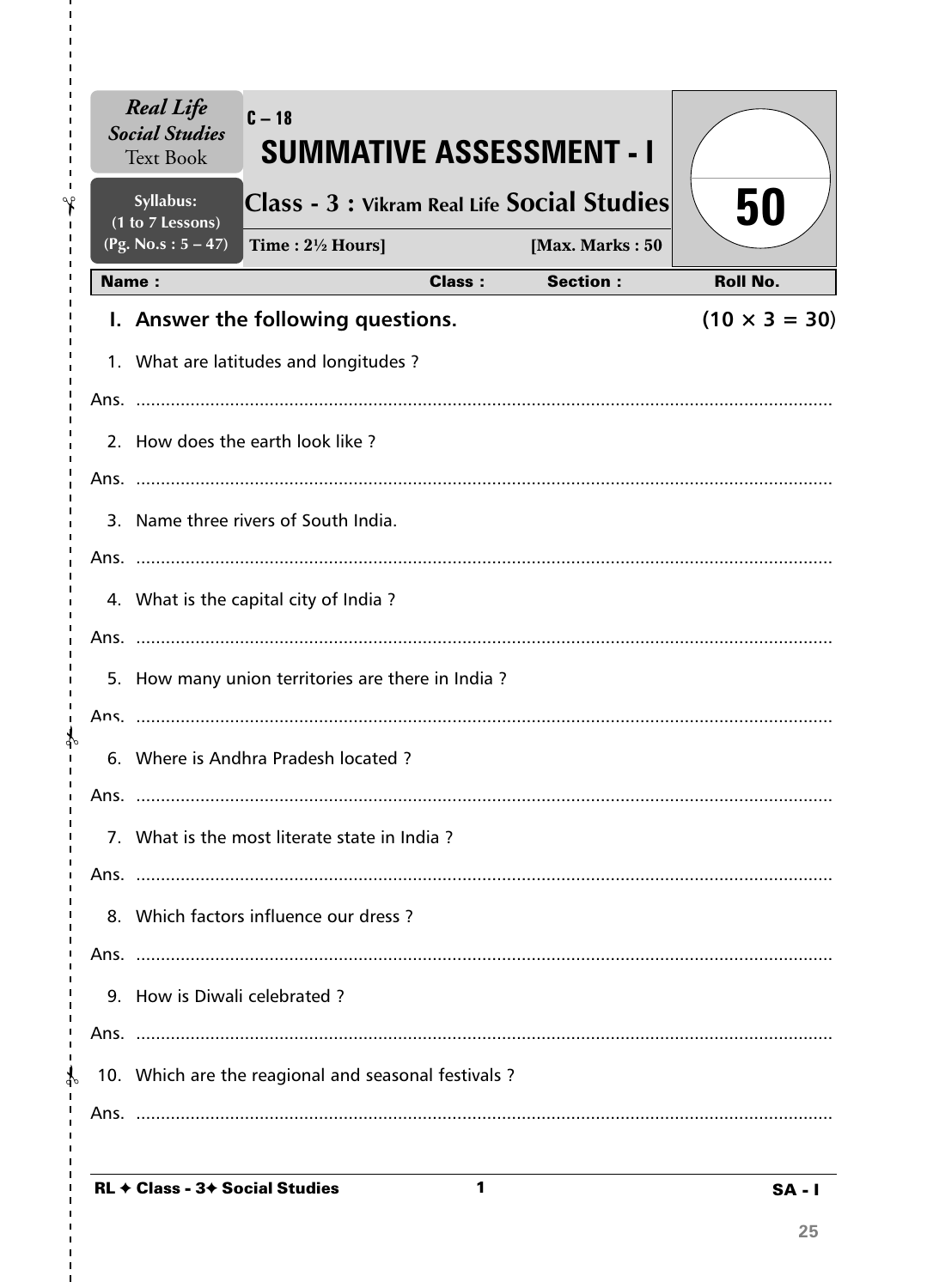**Real Life Social Studies** Text Book

**Syllabus:** (1 to 7 Lessons) (Pg. No.s : 5 – 47)

C – 18

# SUMMATIVE ASSESSMENT - I

## Class - 3 : Vikram Real Life Social Studies

**Time : 2½ Hours] [Max. Marks : 50**

50

| Name : | Class : | Section : | Roll No. |
|---|---|---|---|

### I. Answer the following questions. (10 × 3 = 30)

1. What are latitudes and longitudes ?

Ans. ..........................................................................................................................

2. How does the earth look like ?

Ans. ..........................................................................................................................

3. Name three rivers of South India.

Ans. ..........................................................................................................................

4. What is the capital city of India ?

Ans. ..........................................................................................................................

5. How many union territories are there in India ?

Ans. ..........................................................................................................................

6. Where is Andhra Pradesh located ?

Ans. ..........................................................................................................................

7. What is the most literate state in India ?

Ans. ..........................................................................................................................

8. Which factors influence our dress ?

Ans. ..........................................................................................................................

9. How is Diwali celebrated ?

Ans. ..........................................................................................................................

10. Which are the reagional and seasonal festivals ?

Ans. ..........................................................................................................................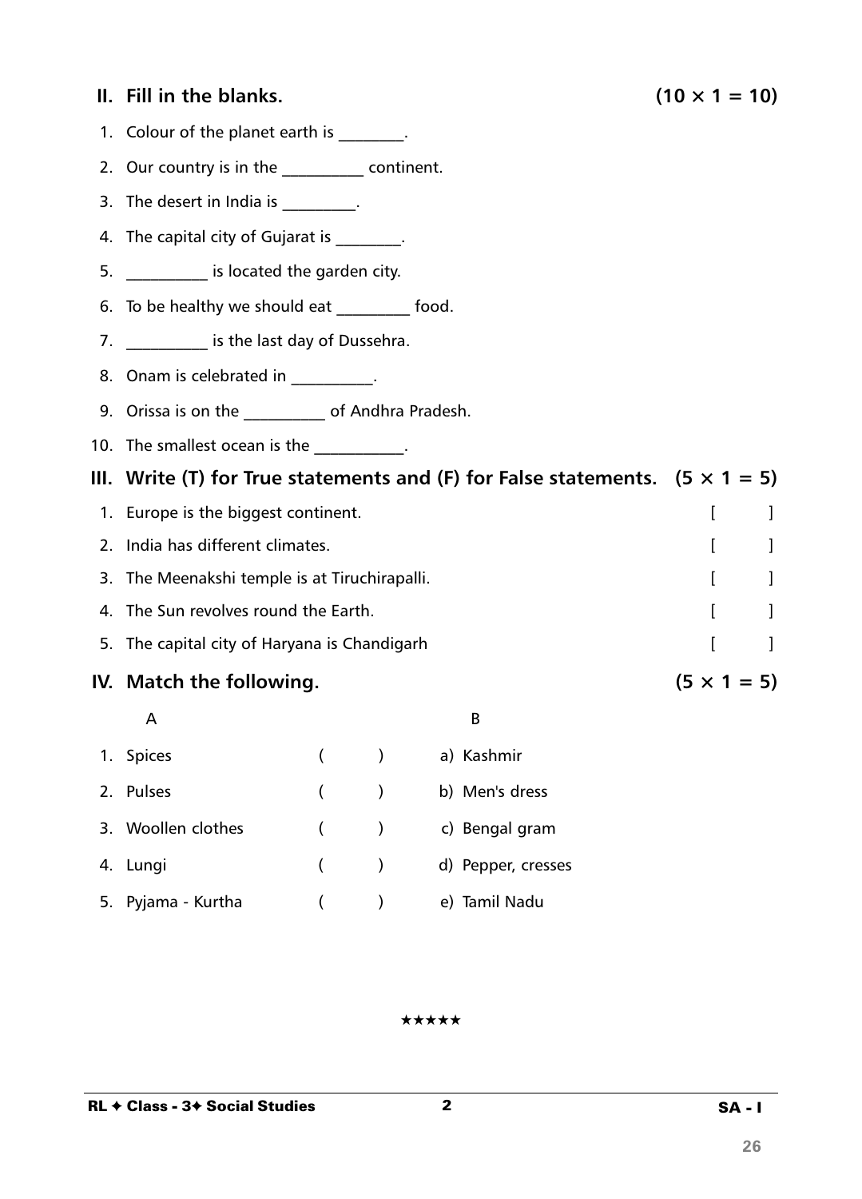## II. Fill in the blanks. (10 × 1 = 10)

1. Colour of the planet earth is ________.
2. Our country is in the __________ continent.
3. The desert in India is _________.
4. The capital city of Gujarat is ________.
5. __________ is located the garden city.
6. To be healthy we should eat _________ food.
7. __________ is the last day of Dussehra.
8. Onam is celebrated in __________.
9. Orissa is on the __________ of Andhra Pradesh.
10. The smallest ocean is the ___________.

## III. Write (T) for True statements and (F) for False statements. (5 × 1 = 5)

1. Europe is the biggest continent. [ ]
2. India has different climates. [ ]
3. The Meenakshi temple is at Tiruchirapalli. [ ]
4. The Sun revolves round the Earth. [ ]
5. The capital city of Haryana is Chandigarh [ ]

## IV. Match the following. (5 × 1 = 5)

| | A | | B |
|---|---|---|---|
| 1. | Spices | ( ) | a) Kashmir |
| 2. | Pulses | ( ) | b) Men's dress |
| 3. | Woollen clothes | ( ) | c) Bengal gram |
| 4. | Lungi | ( ) | d) Pepper, cresses |
| 5. | Pyjama - Kurtha | ( ) | e) Tamil Nadu |

★★★★★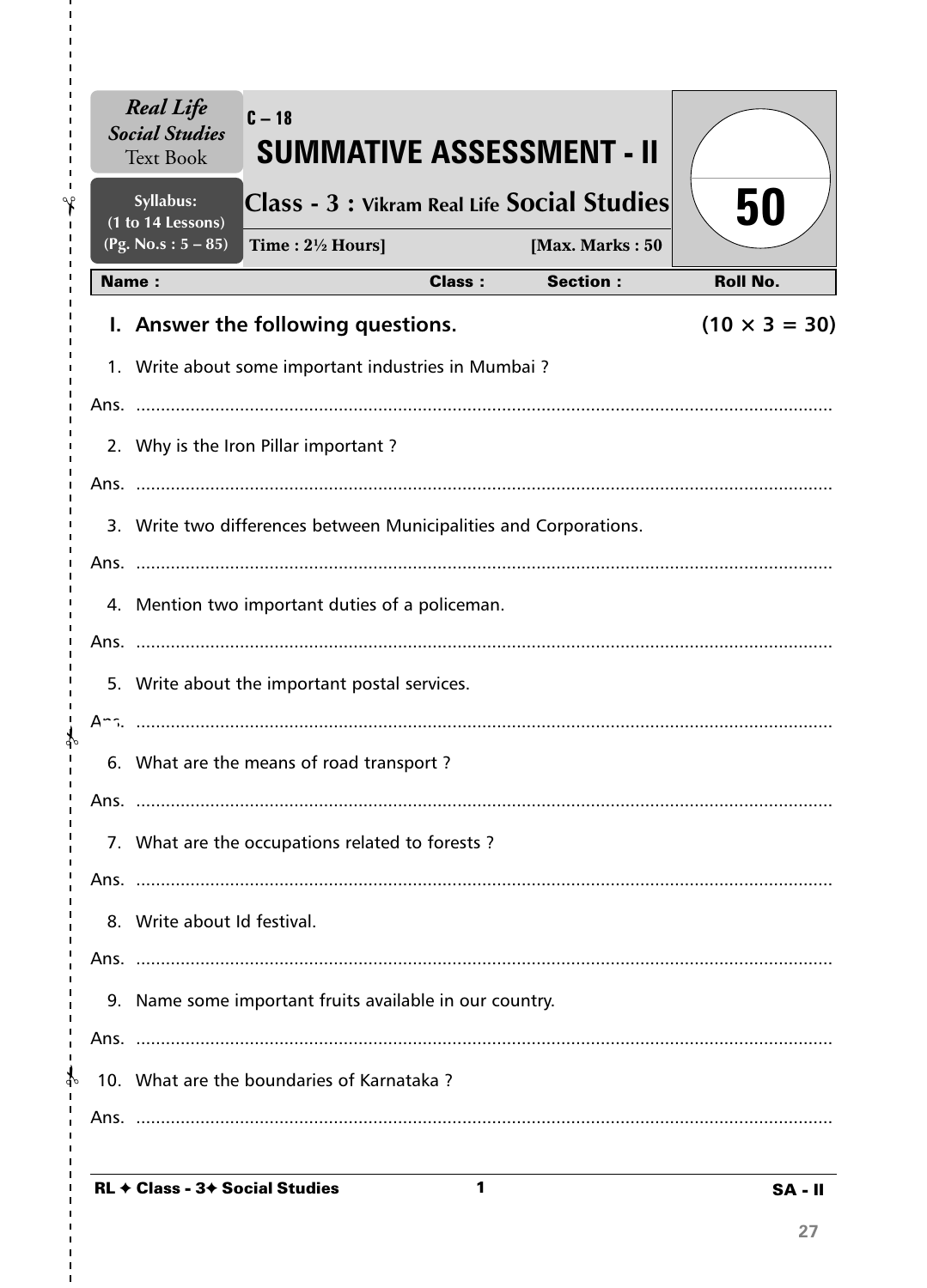*Real Life Social Studies* Text Book

Syllabus: (1 to 14 Lessons) (Pg. No.s : 5 – 85)

C – 18

# SUMMATIVE ASSESSMENT - II

## Class - 3 : Vikram Real Life Social Studies

Time : 2½ Hours] [Max. Marks : 50

50

| Name : | Class : | Section : | Roll No. |
|---|---|---|---|

### I. Answer the following questions. (10 × 3 = 30)

1. Write about some important industries in Mumbai ?

Ans. ..........................................................................................................................

2. Why is the Iron Pillar important ?

Ans. ..........................................................................................................................

3. Write two differences between Municipalities and Corporations.

Ans. ..........................................................................................................................

4. Mention two important duties of a policeman.

Ans. ..........................................................................................................................

5. Write about the important postal services.

Ans. ..........................................................................................................................

6. What are the means of road transport ?

Ans. ..........................................................................................................................

7. What are the occupations related to forests ?

Ans. ..........................................................................................................................

8. Write about Id festival.

Ans. ..........................................................................................................................

9. Name some important fruits available in our country.

Ans. ..........................................................................................................................

10. What are the boundaries of Karnataka ?

Ans. ..........................................................................................................................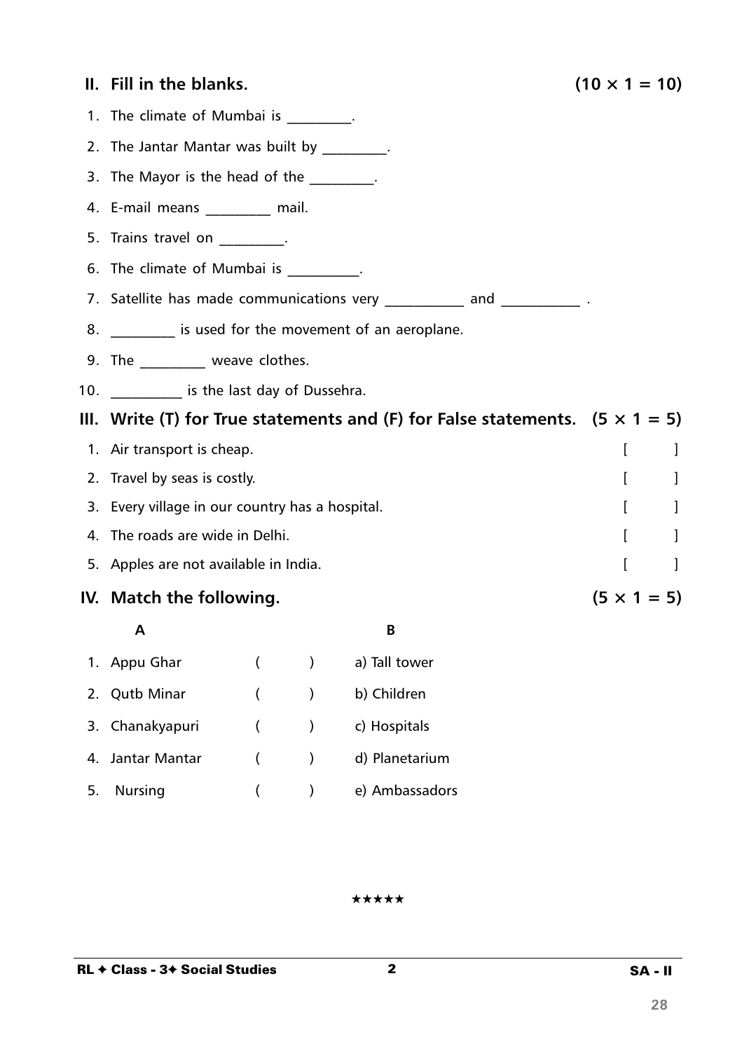## II. Fill in the blanks. (10 × 1 = 10)

1. The climate of Mumbai is _________.
2. The Jantar Mantar was built by _________.
3. The Mayor is the head of the _________.
4. E-mail means _________ mail.
5. Trains travel on _________.
6. The climate of Mumbai is __________.
7. Satellite has made communications very ___________ and ___________ .
8. _________ is used for the movement of an aeroplane.
9. The _________ weave clothes.
10. __________ is the last day of Dussehra.

## III. Write (T) for True statements and (F) for False statements. (5 × 1 = 5)

1. Air transport is cheap. [ ]
2. Travel by seas is costly. [ ]
3. Every village in our country has a hospital. [ ]
4. The roads are wide in Delhi. [ ]
5. Apples are not available in India. [ ]

## IV. Match the following. (5 × 1 = 5)

| A | | B |
|---|---|---|
| 1. Appu Ghar | ( ) | a) Tall tower |
| 2. Qutb Minar | ( ) | b) Children |
| 3. Chanakyapuri | ( ) | c) Hospitals |
| 4. Jantar Mantar | ( ) | d) Planetarium |
| 5. Nursing | ( ) | e) Ambassadors |

★★★★★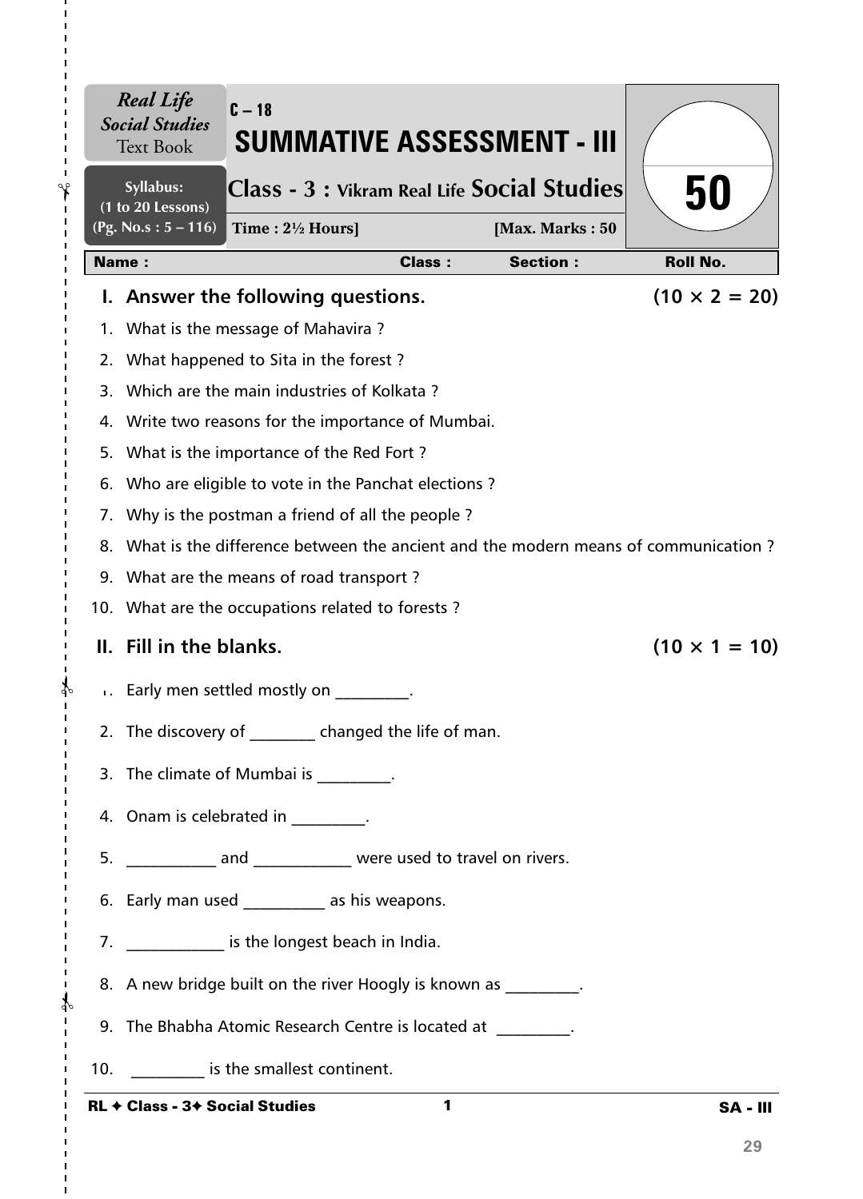**Real Life Social Studies** Text Book

**Syllabus:** (1 to 20 Lessons) (Pg. No.s : 5 – 116)

C – 18

# SUMMATIVE ASSESSMENT - III

## Class - 3 : Vikram Real Life Social Studies

**Time : 2½ Hours] [Max. Marks : 50**

50

| Name : | Class : | Section : | Roll No. |
|---|---|---|---|

### I. Answer the following questions. (10 × 2 = 20)

1. What is the message of Mahavira ?
2. What happened to Sita in the forest ?
3. Which are the main industries of Kolkata ?
4. Write two reasons for the importance of Mumbai.
5. What is the importance of the Red Fort ?
6. Who are eligible to vote in the Panchat elections ?
7. Why is the postman a friend of all the people ?
8. What is the difference between the ancient and the modern means of communication ?
9. What are the means of road transport ?
10. What are the occupations related to forests ?

### II. Fill in the blanks. (10 × 1 = 10)

1. Early men settled mostly on _________.
2. The discovery of ________ changed the life of man.
3. The climate of Mumbai is _________.
4. Onam is celebrated in _________.
5. ___________ and ____________ were used to travel on rivers.
6. Early man used __________ as his weapons.
7. ____________ is the longest beach in India.
8. A new bridge built on the river Hoogly is known as _________.
9. The Bhabha Atomic Research Centre is located at _________.
10. _________ is the smallest continent.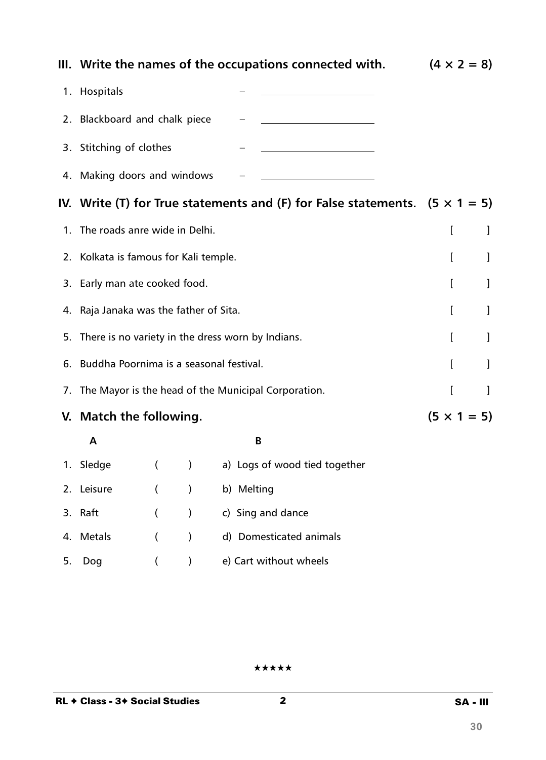## III. Write the names of the occupations connected with. (4 × 2 = 8)

1. Hospitals – ____________________
2. Blackboard and chalk piece – ____________________
3. Stitching of clothes – ____________________
4. Making doors and windows – ____________________

## IV. Write (T) for True statements and (F) for False statements. (5 × 1 = 5)

1. The roads anre wide in Delhi. [ ]
2. Kolkata is famous for Kali temple. [ ]
3. Early man ate cooked food. [ ]
4. Raja Janaka was the father of Sita. [ ]
5. There is no variety in the dress worn by Indians. [ ]
6. Buddha Poornima is a seasonal festival. [ ]
7. The Mayor is the head of the Municipal Corporation. [ ]

## V. Match the following. (5 × 1 = 5)

| | A | | B |
|---|---|---|---|
| 1. | Sledge | ( ) | a) Logs of wood tied together |
| 2. | Leisure | ( ) | b) Melting |
| 3. | Raft | ( ) | c) Sing and dance |
| 4. | Metals | ( ) | d) Domesticated animals |
| 5. | Dog | ( ) | e) Cart without wheels |

★★★★★